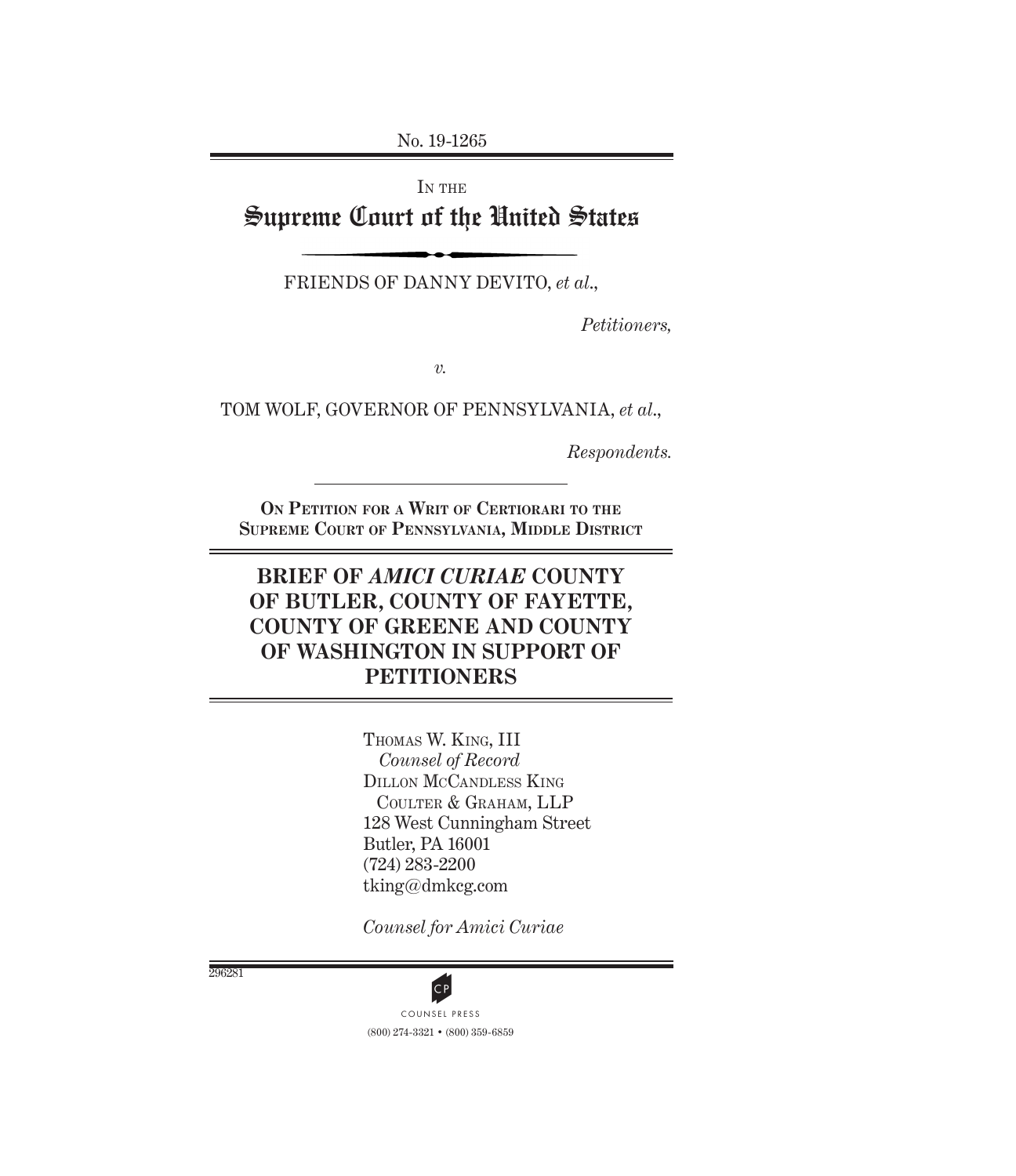No. 19-1265

IN THE

# Supreme Court of the United States

FRIENDS OF DANNY DEVITO, *et al.*,

*Petitioners,*

*v.*

TOM WOLF, GOVERNOR OF PENNSYLVANIA, *et al.*,

*Respondents.*

**ON PETITION FOR A WRIT OF CERTIORARI TO THE SUPREME COURT OF PENNSYLVANIA, MIDDLE DISTRICT**

## BRIEF OF *AMICI CURIAE* COUNTY OF BUTLER, COUNTY OF FAYETTE, COUNTY OF GREENE AND COUNTY OF WASHINGTON IN SUPPORT OF PETITIONERS

THOMAS W. KING, III
*Counsel of Record*
DILLON MCCANDLESS KING
COULTER & GRAHAM, LLP
128 West Cunningham Street
Butler, PA 16001
(724) 283-2200
tking@dmkcg.com

*Counsel for Amici Curiae*

296281

COUNSEL PRESS
(800) 274-3321 • (800) 359-6859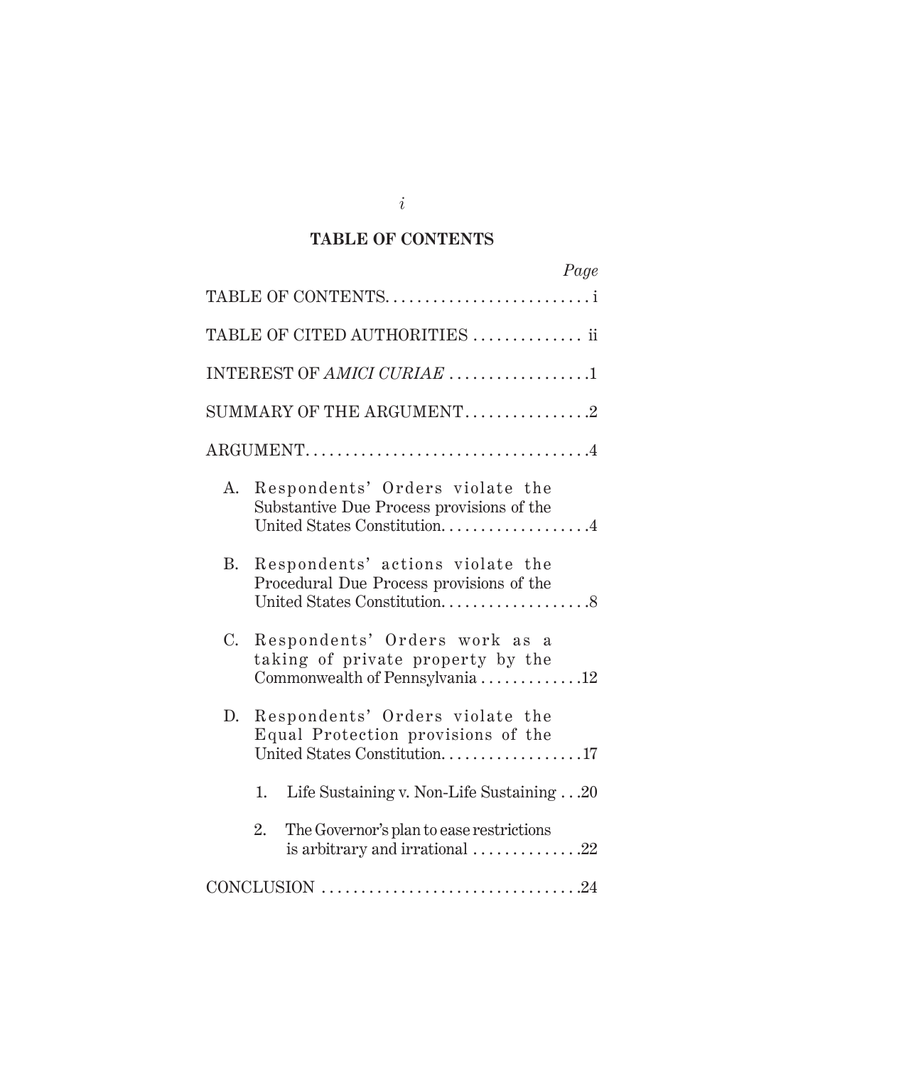## TABLE OF CONTENTS

*Page*

TABLE OF CONTENTS . . . . . . . . . . . . . . . . . . . . . . . . . . i

TABLE OF CITED AUTHORITIES . . . . . . . . . . . . . . ii

INTEREST OF *AMICI CURIAE* . . . . . . . . . . . . . . . . . .1

SUMMARY OF THE ARGUMENT . . . . . . . . . . . . . . . .2

ARGUMENT . . . . . . . . . . . . . . . . . . . . . . . . . . . . . . . . . . . .4

A. Respondents' Orders violate the Substantive Due Process provisions of the United States Constitution . . . . . . . . . . . . . . . . . . .4

B. Respondents' actions violate the Procedural Due Process provisions of the United States Constitution . . . . . . . . . . . . . . . . . . .8

C. Respondents' Orders work as a taking of private property by the Commonwealth of Pennsylvania . . . . . . . . . . . . .12

D. Respondents' Orders violate the Equal Protection provisions of the United States Constitution . . . . . . . . . . . . . . . . . .17

1. Life Sustaining v. Non-Life Sustaining . . .20

2. The Governor's plan to ease restrictions is arbitrary and irrational . . . . . . . . . . . . . .22

CONCLUSION . . . . . . . . . . . . . . . . . . . . . . . . . . . . . . . . .24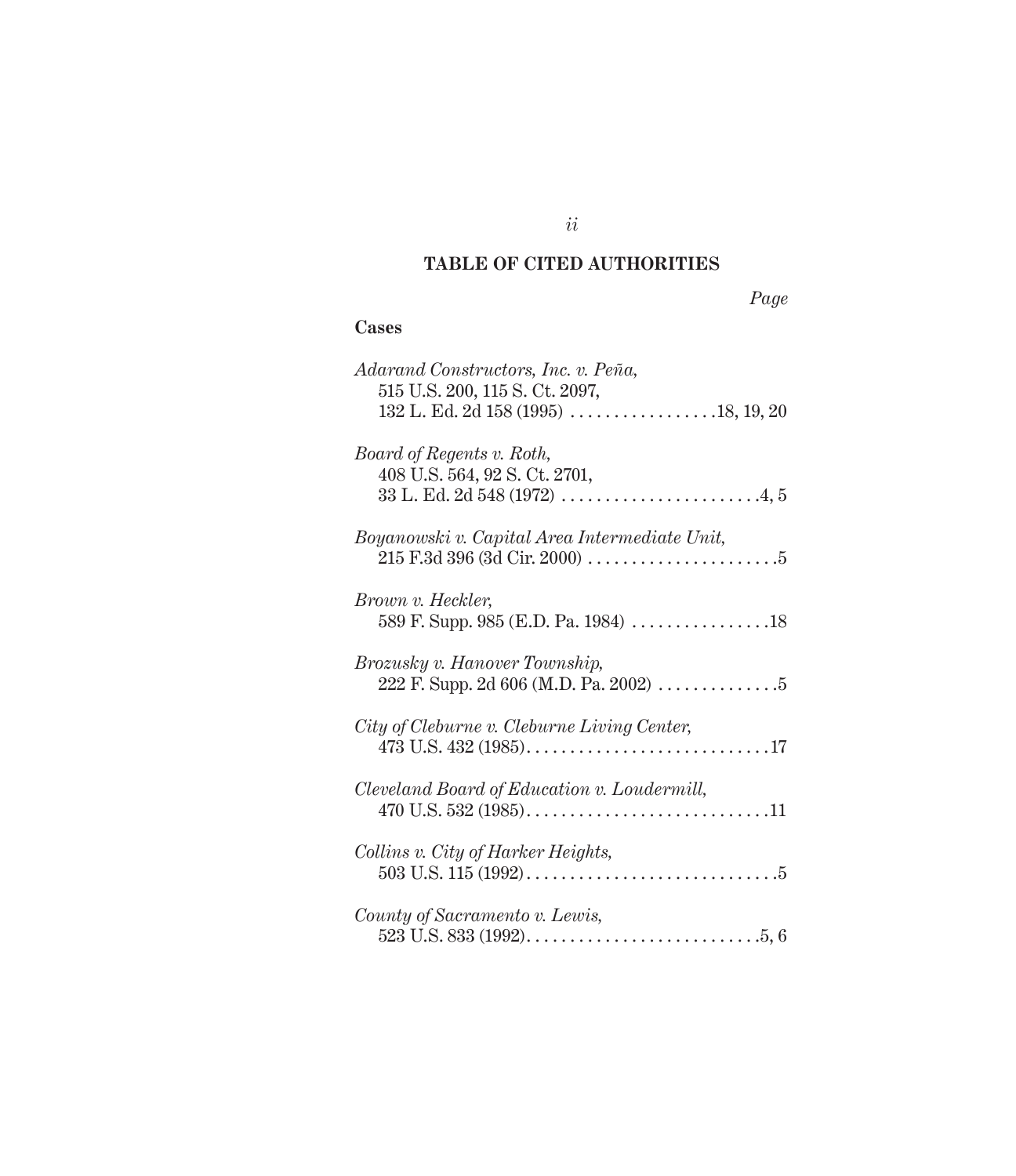## TABLE OF CITED AUTHORITIES

*Page*

**Cases**

*Adarand Constructors, Inc. v. Peña*, 515 U.S. 200, 115 S. Ct. 2097, 132 L. Ed. 2d 158 (1995) . . . . . . . . . . . . . . . . 18, 19, 20

*Board of Regents v. Roth*, 408 U.S. 564, 92 S. Ct. 2701, 33 L. Ed. 2d 548 (1972) . . . . . . . . . . . . . . . . . . . . . . . 4, 5

*Boyanowski v. Capital Area Intermediate Unit*, 215 F.3d 396 (3d Cir. 2000) . . . . . . . . . . . . . . . . . . . . . . 5

*Brown v. Heckler*, 589 F. Supp. 985 (E.D. Pa. 1984) . . . . . . . . . . . . . . . . 18

*Brozusky v. Hanover Township*, 222 F. Supp. 2d 606 (M.D. Pa. 2002) . . . . . . . . . . . . . . 5

*City of Cleburne v. Cleburne Living Center*, 473 U.S. 432 (1985) . . . . . . . . . . . . . . . . . . . . . . . . . . . . 17

*Cleveland Board of Education v. Loudermill*, 470 U.S. 532 (1985) . . . . . . . . . . . . . . . . . . . . . . . . . . . . 11

*Collins v. City of Harker Heights*, 503 U.S. 115 (1992) . . . . . . . . . . . . . . . . . . . . . . . . . . . . . 5

*County of Sacramento v. Lewis*, 523 U.S. 833 (1992) . . . . . . . . . . . . . . . . . . . . . . . . . . . 5, 6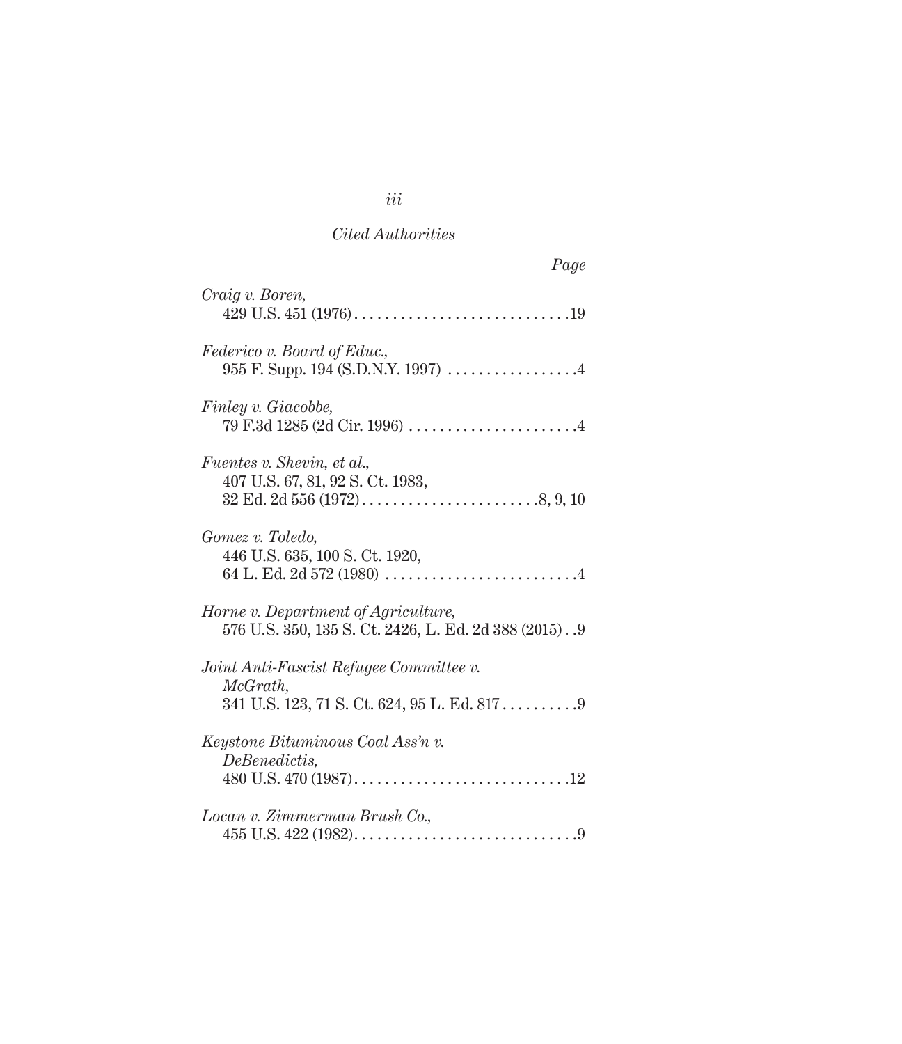*Cited Authorities*

*Page*

*Craig v. Boren*,
429 U.S. 451 (1976) . . . . . . . . . . . . . . . . . . . . . . . . . . . .19

*Federico v. Board of Educ.*,
955 F. Supp. 194 (S.D.N.Y. 1997) . . . . . . . . . . . . . . . . .4

*Finley v. Giacobbe*,
79 F.3d 1285 (2d Cir. 1996) . . . . . . . . . . . . . . . . . . . . . .4

*Fuentes v. Shevin, et al.*,
407 U.S. 67, 81, 92 S. Ct. 1983,
32 Ed. 2d 556 (1972) . . . . . . . . . . . . . . . . . . . . . . .8, 9, 10

*Gomez v. Toledo*,
446 U.S. 635, 100 S. Ct. 1920,
64 L. Ed. 2d 572 (1980) . . . . . . . . . . . . . . . . . . . . . . . . .4

*Horne v. Department of Agriculture*,
576 U.S. 350, 135 S. Ct. 2426, L. Ed. 2d 388 (2015) . .9

*Joint Anti-Fascist Refugee Committee v. McGrath*,
341 U.S. 123, 71 S. Ct. 624, 95 L. Ed. 817 . . . . . . . . . .9

*Keystone Bituminous Coal Ass'n v. DeBenedictis*,
480 U.S. 470 (1987) . . . . . . . . . . . . . . . . . . . . . . . . . . . .12

*Locan v. Zimmerman Brush Co.*,
455 U.S. 422 (1982) . . . . . . . . . . . . . . . . . . . . . . . . . . . . .9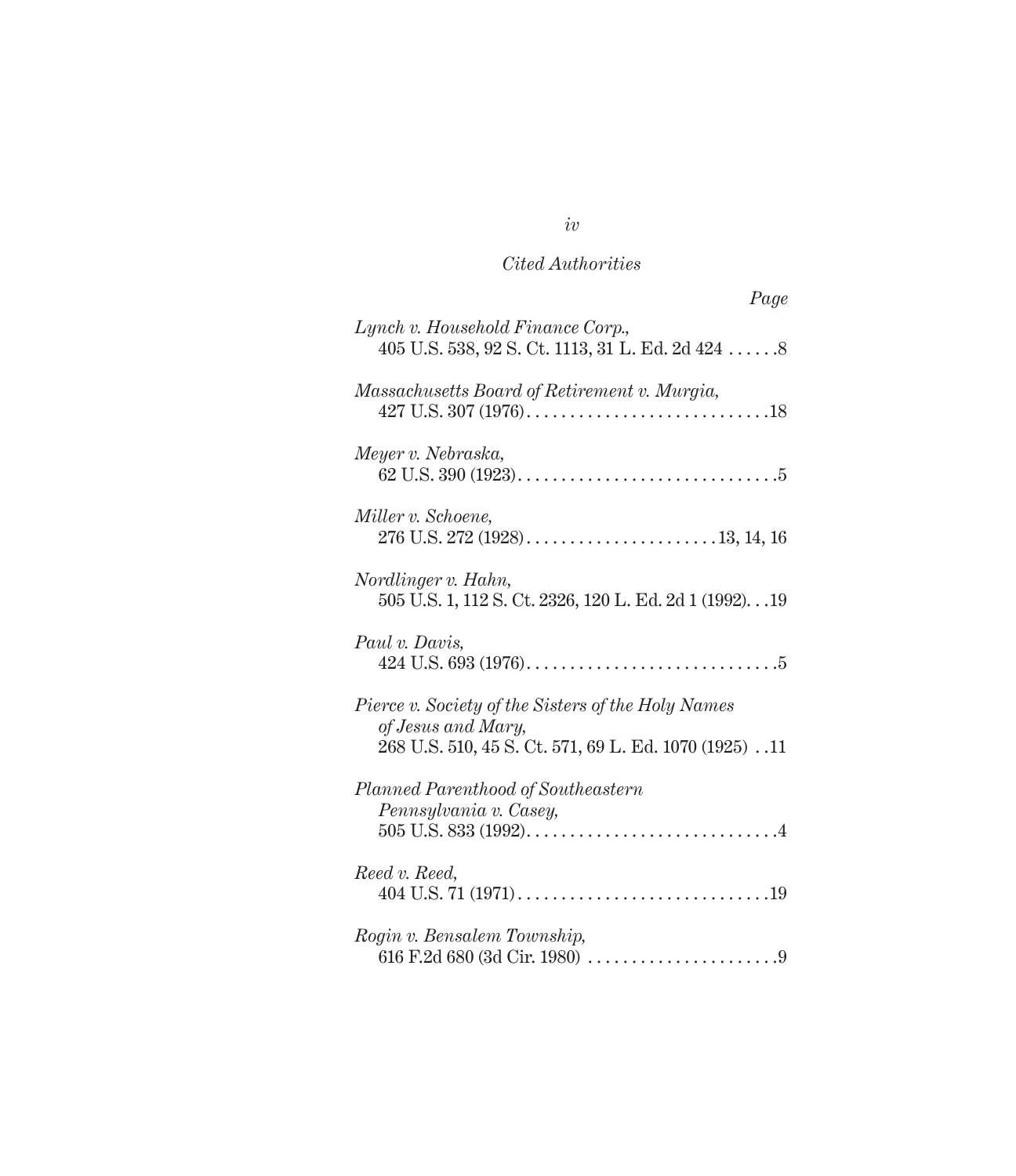*Cited Authorities*

*Page*

*Lynch v. Household Finance Corp.*,
405 U.S. 538, 92 S. Ct. 1113, 31 L. Ed. 2d 424 . . . . . .8

*Massachusetts Board of Retirement v. Murgia*,
427 U.S. 307 (1976). . . . . . . . . . . . . . . . . . . . . . . . . . . .18

*Meyer v. Nebraska*,
62 U.S. 390 (1923). . . . . . . . . . . . . . . . . . . . . . . . . . . . . .5

*Miller v. Schoene*,
276 U.S. 272 (1928). . . . . . . . . . . . . . . . . . . . . . 13, 14, 16

*Nordlinger v. Hahn*,
505 U.S. 1, 112 S. Ct. 2326, 120 L. Ed. 2d 1 (1992). . .19

*Paul v. Davis*,
424 U.S. 693 (1976). . . . . . . . . . . . . . . . . . . . . . . . . . . . .5

*Pierce v. Society of the Sisters of the Holy Names of Jesus and Mary*,
268 U.S. 510, 45 S. Ct. 571, 69 L. Ed. 1070 (1925) . .11

*Planned Parenthood of Southeastern Pennsylvania v. Casey*,
505 U.S. 833 (1992). . . . . . . . . . . . . . . . . . . . . . . . . . . . .4

*Reed v. Reed*,
404 U.S. 71 (1971). . . . . . . . . . . . . . . . . . . . . . . . . . . . .19

*Rogin v. Bensalem Township*,
616 F.2d 680 (3d Cir. 1980) . . . . . . . . . . . . . . . . . . . . . .9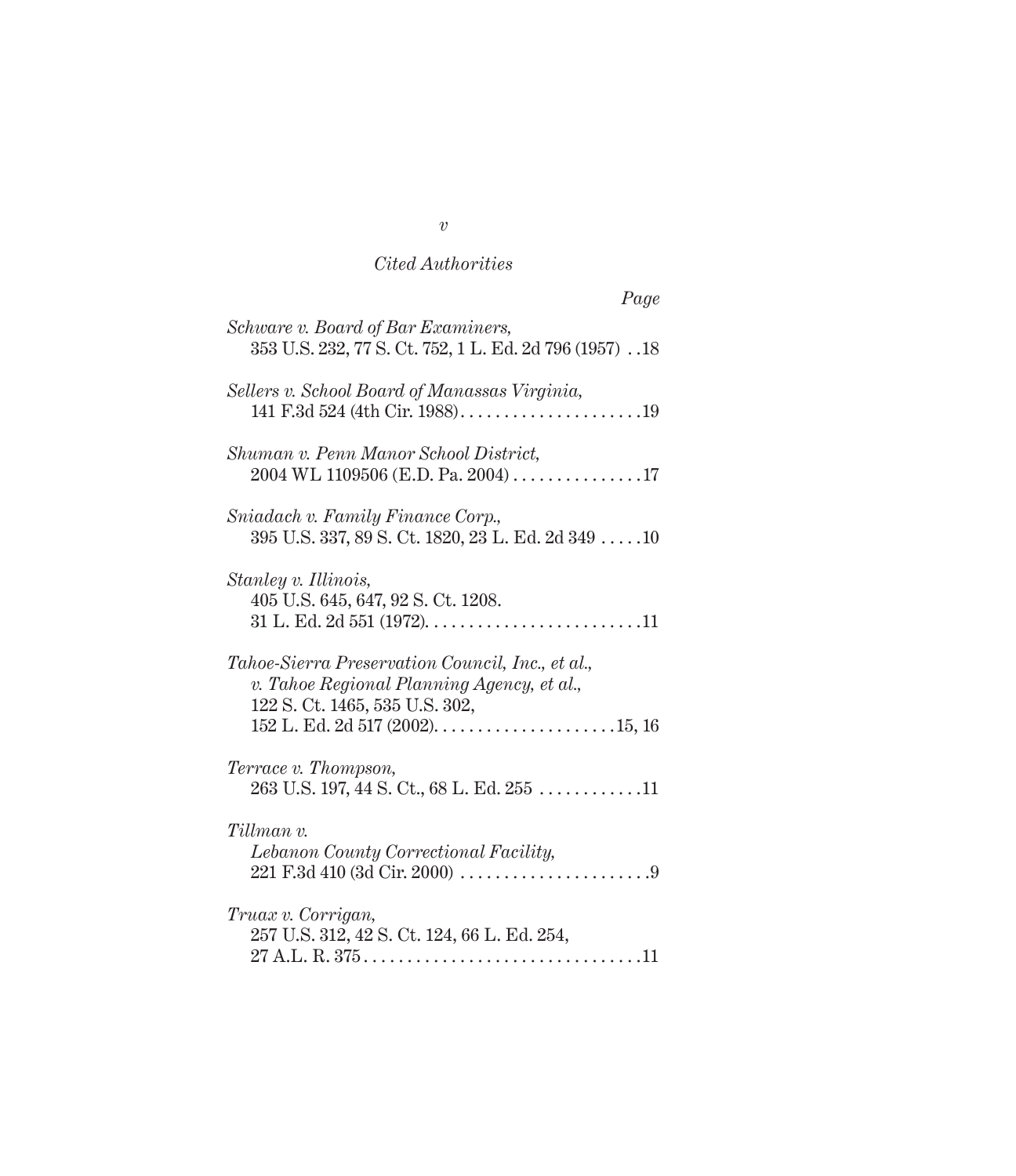*Cited Authorities*

*Page*

*Schware v. Board of Bar Examiners,*
353 U.S. 232, 77 S. Ct. 752, 1 L. Ed. 2d 796 (1957) . . 18

*Sellers v. School Board of Manassas Virginia,*
141 F.3d 524 (4th Cir. 1988). . . . . . . . . . . . . . . . . . . . . 19

*Shuman v. Penn Manor School District,*
2004 WL 1109506 (E.D. Pa. 2004) . . . . . . . . . . . . . . . 17

*Sniadach v. Family Finance Corp.,*
395 U.S. 337, 89 S. Ct. 1820, 23 L. Ed. 2d 349 . . . . . 10

*Stanley v. Illinois,*
405 U.S. 645, 647, 92 S. Ct. 1208.
31 L. Ed. 2d 551 (1972). . . . . . . . . . . . . . . . . . . . . . . . . 11

*Tahoe-Sierra Preservation Council, Inc., et al., v. Tahoe Regional Planning Agency, et al.,*
122 S. Ct. 1465, 535 U.S. 302,
152 L. Ed. 2d 517 (2002). . . . . . . . . . . . . . . . . . . . . 15, 16

*Terrace v. Thompson,*
263 U.S. 197, 44 S. Ct., 68 L. Ed. 255 . . . . . . . . . . . . 11

*Tillman v. Lebanon County Correctional Facility,*
221 F.3d 410 (3d Cir. 2000) . . . . . . . . . . . . . . . . . . . . . . 9

*Truax v. Corrigan,*
257 U.S. 312, 42 S. Ct. 124, 66 L. Ed. 254,
27 A.L. R. 375 . . . . . . . . . . . . . . . . . . . . . . . . . . . . . . . . 11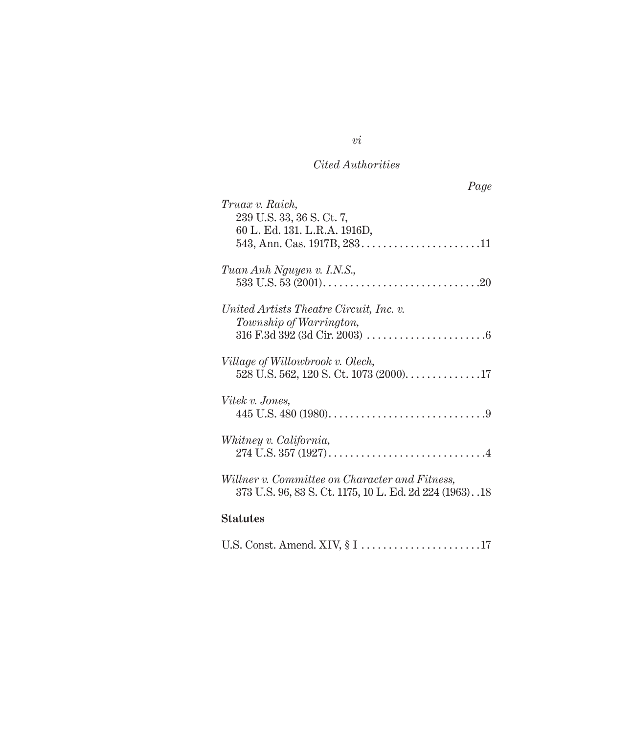*Cited Authorities*

*Page*

*Truax v. Raich*,
239 U.S. 33, 36 S. Ct. 7,
60 L. Ed. 131. L.R.A. 1916D,
543, Ann. Cas. 1917B, 283 . . . . . . . . . . . . . . . . . . . . . . 11

*Tuan Anh Nguyen v. I.N.S.*,
533 U.S. 53 (2001) . . . . . . . . . . . . . . . . . . . . . . . . . . . . 20

*United Artists Theatre Circuit, Inc. v. Township of Warrington*,
316 F.3d 392 (3d Cir. 2003) . . . . . . . . . . . . . . . . . . . . . . 6

*Village of Willowbrook v. Olech*,
528 U.S. 562, 120 S. Ct. 1073 (2000) . . . . . . . . . . . . . . 17

*Vitek v. Jones*,
445 U.S. 480 (1980) . . . . . . . . . . . . . . . . . . . . . . . . . . . . 9

*Whitney v. California*,
274 U.S. 357 (1927) . . . . . . . . . . . . . . . . . . . . . . . . . . . . 4

*Willner v. Committee on Character and Fitness*,
373 U.S. 96, 83 S. Ct. 1175, 10 L. Ed. 2d 224 (1963) . . 18

**Statutes**

U.S. Const. Amend. XIV, § I . . . . . . . . . . . . . . . . . . . . . . 17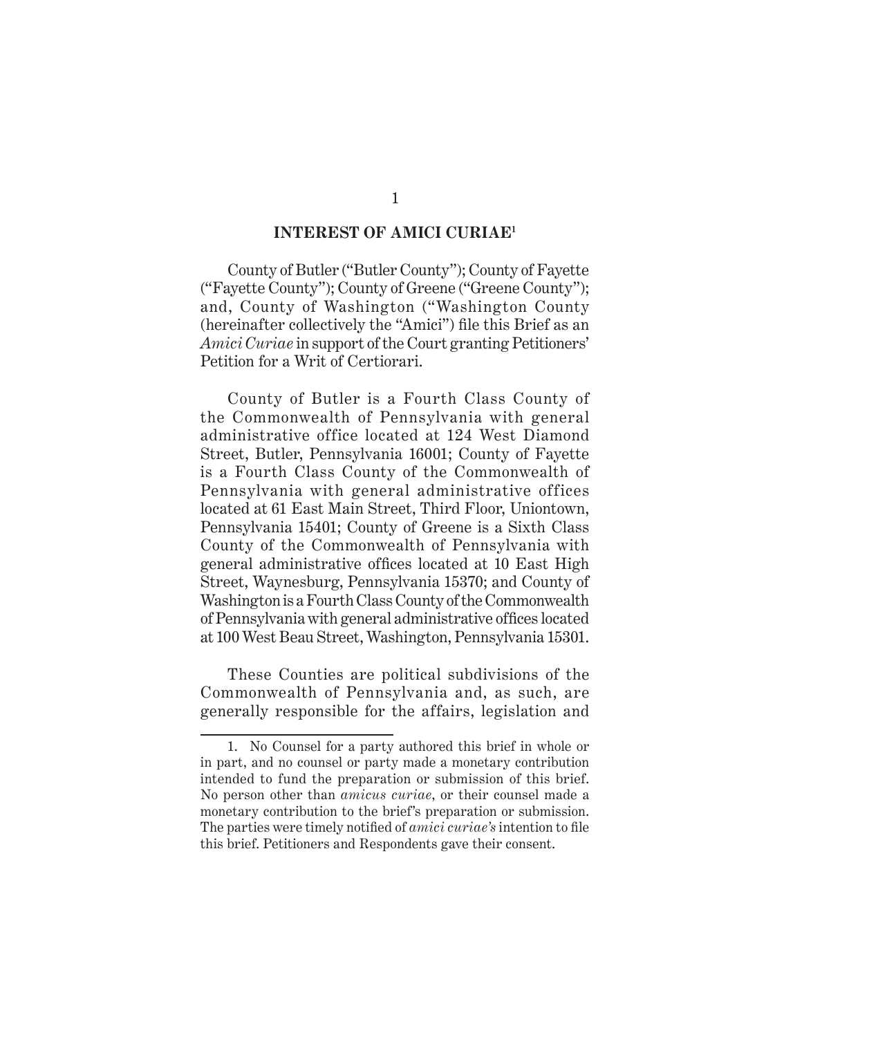## INTEREST OF AMICI CURIAE[1]

County of Butler ("Butler County"); County of Fayette ("Fayette County"); County of Greene ("Greene County"); and, County of Washington ("Washington County (hereinafter collectively the "Amici") file this Brief as an *Amici Curiae* in support of the Court granting Petitioners' Petition for a Writ of Certiorari.

County of Butler is a Fourth Class County of the Commonwealth of Pennsylvania with general administrative office located at 124 West Diamond Street, Butler, Pennsylvania 16001; County of Fayette is a Fourth Class County of the Commonwealth of Pennsylvania with general administrative offices located at 61 East Main Street, Third Floor, Uniontown, Pennsylvania 15401; County of Greene is a Sixth Class County of the Commonwealth of Pennsylvania with general administrative offices located at 10 East High Street, Waynesburg, Pennsylvania 15370; and County of Washington is a Fourth Class County of the Commonwealth of Pennsylvania with general administrative offices located at 100 West Beau Street, Washington, Pennsylvania 15301.

These Counties are political subdivisions of the Commonwealth of Pennsylvania and, as such, are generally responsible for the affairs, legislation and

1. No Counsel for a party authored this brief in whole or in part, and no counsel or party made a monetary contribution intended to fund the preparation or submission of this brief. No person other than *amicus curiae*, or their counsel made a monetary contribution to the brief's preparation or submission. The parties were timely notified of *amici curiae's* intention to file this brief. Petitioners and Respondents gave their consent.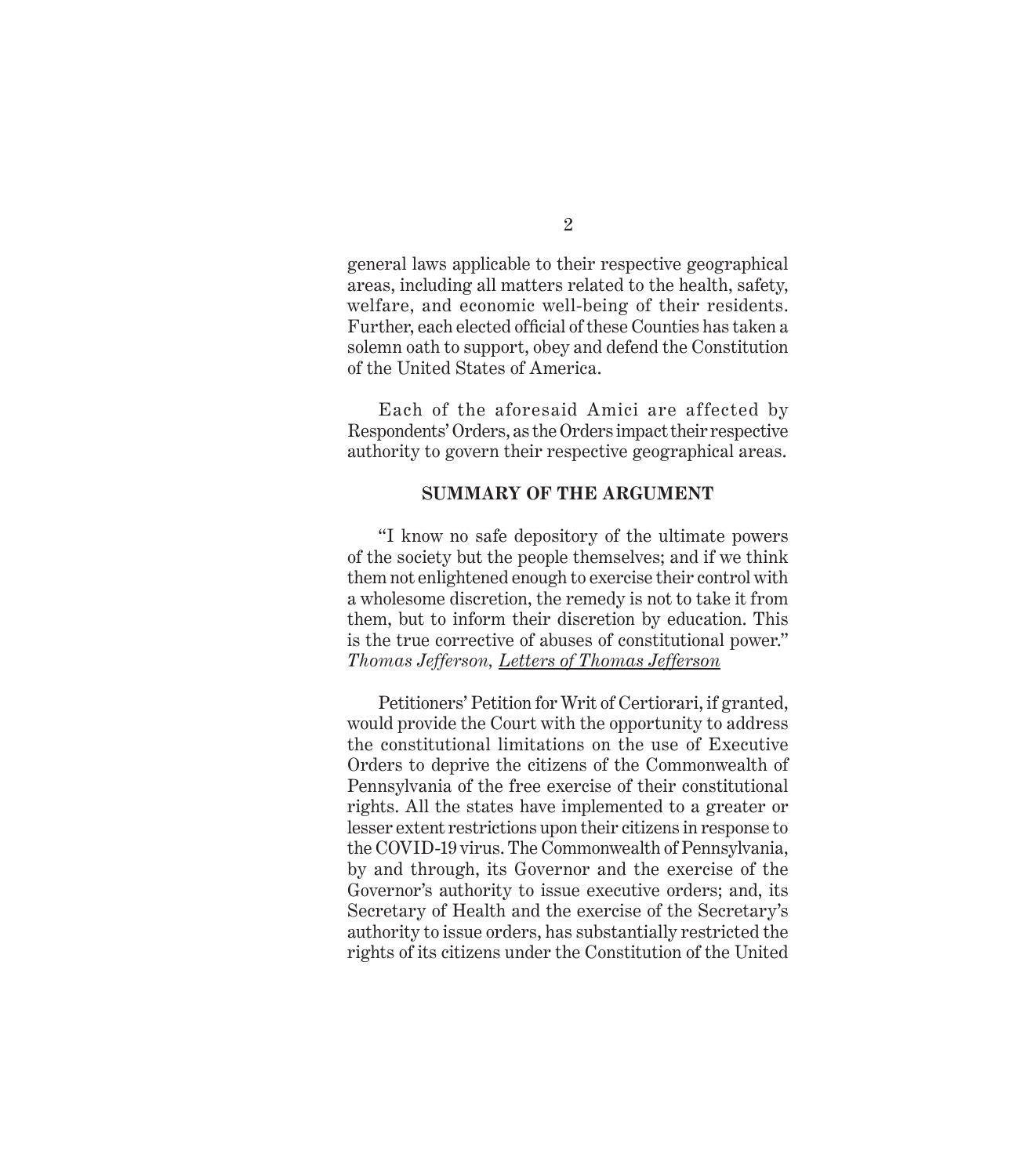general laws applicable to their respective geographical areas, including all matters related to the health, safety, welfare, and economic well-being of their residents. Further, each elected official of these Counties has taken a solemn oath to support, obey and defend the Constitution of the United States of America.

Each of the aforesaid Amici are affected by Respondents' Orders, as the Orders impact their respective authority to govern their respective geographical areas.

## SUMMARY OF THE ARGUMENT

"I know no safe depository of the ultimate powers of the society but the people themselves; and if we think them not enlightened enough to exercise their control with a wholesome discretion, the remedy is not to take it from them, but to inform their discretion by education. This is the true corrective of abuses of constitutional power." *Thomas Jefferson, Letters of Thomas Jefferson*

Petitioners' Petition for Writ of Certiorari, if granted, would provide the Court with the opportunity to address the constitutional limitations on the use of Executive Orders to deprive the citizens of the Commonwealth of Pennsylvania of the free exercise of their constitutional rights. All the states have implemented to a greater or lesser extent restrictions upon their citizens in response to the COVID-19 virus. The Commonwealth of Pennsylvania, by and through, its Governor and the exercise of the Governor's authority to issue executive orders; and, its Secretary of Health and the exercise of the Secretary's authority to issue orders, has substantially restricted the rights of its citizens under the Constitution of the United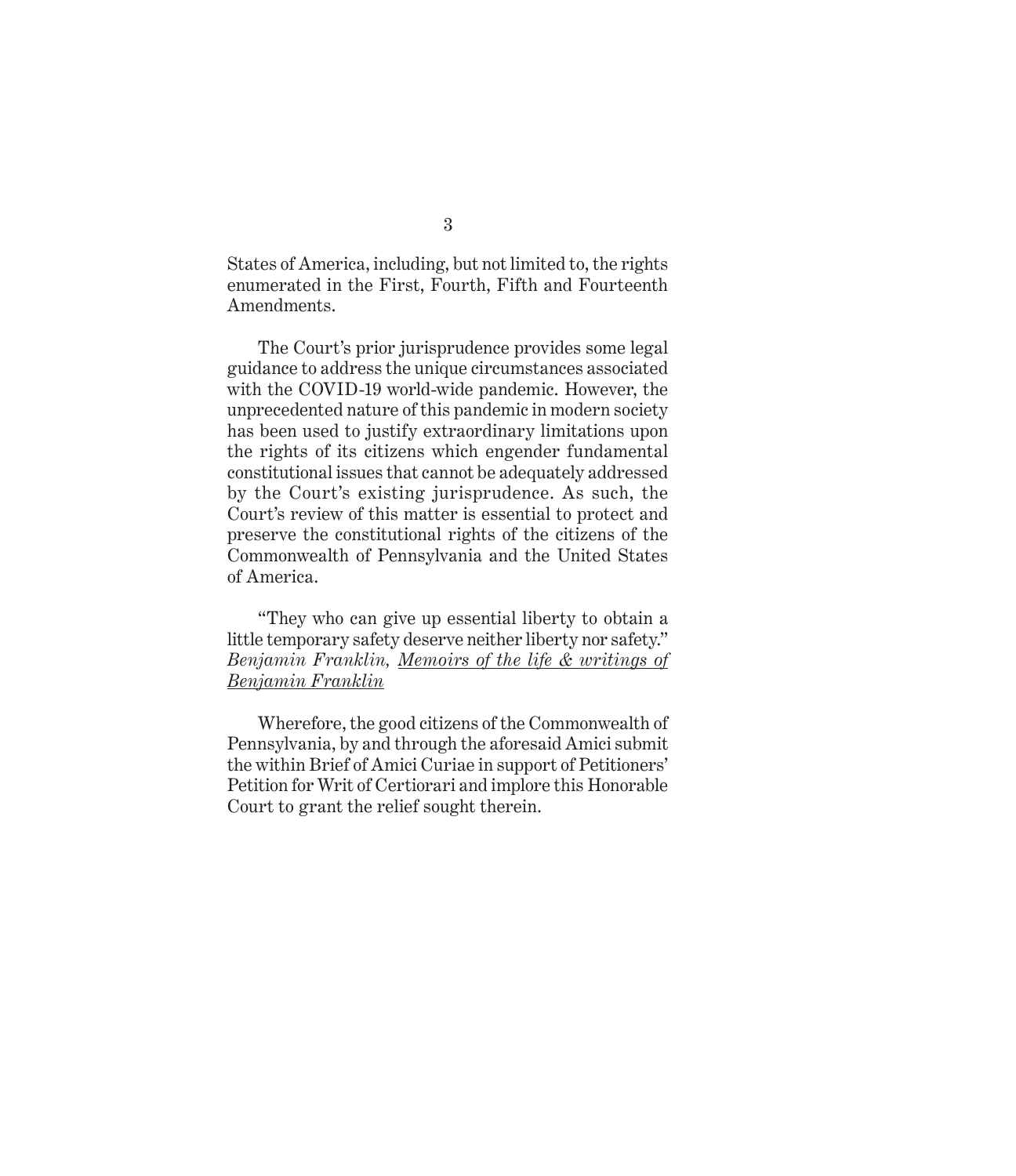States of America, including, but not limited to, the rights enumerated in the First, Fourth, Fifth and Fourteenth Amendments.

The Court's prior jurisprudence provides some legal guidance to address the unique circumstances associated with the COVID-19 world-wide pandemic. However, the unprecedented nature of this pandemic in modern society has been used to justify extraordinary limitations upon the rights of its citizens which engender fundamental constitutional issues that cannot be adequately addressed by the Court's existing jurisprudence. As such, the Court's review of this matter is essential to protect and preserve the constitutional rights of the citizens of the Commonwealth of Pennsylvania and the United States of America.

"They who can give up essential liberty to obtain a little temporary safety deserve neither liberty nor safety." *Benjamin Franklin, Memoirs of the life & writings of Benjamin Franklin*

Wherefore, the good citizens of the Commonwealth of Pennsylvania, by and through the aforesaid Amici submit the within Brief of Amici Curiae in support of Petitioners' Petition for Writ of Certiorari and implore this Honorable Court to grant the relief sought therein.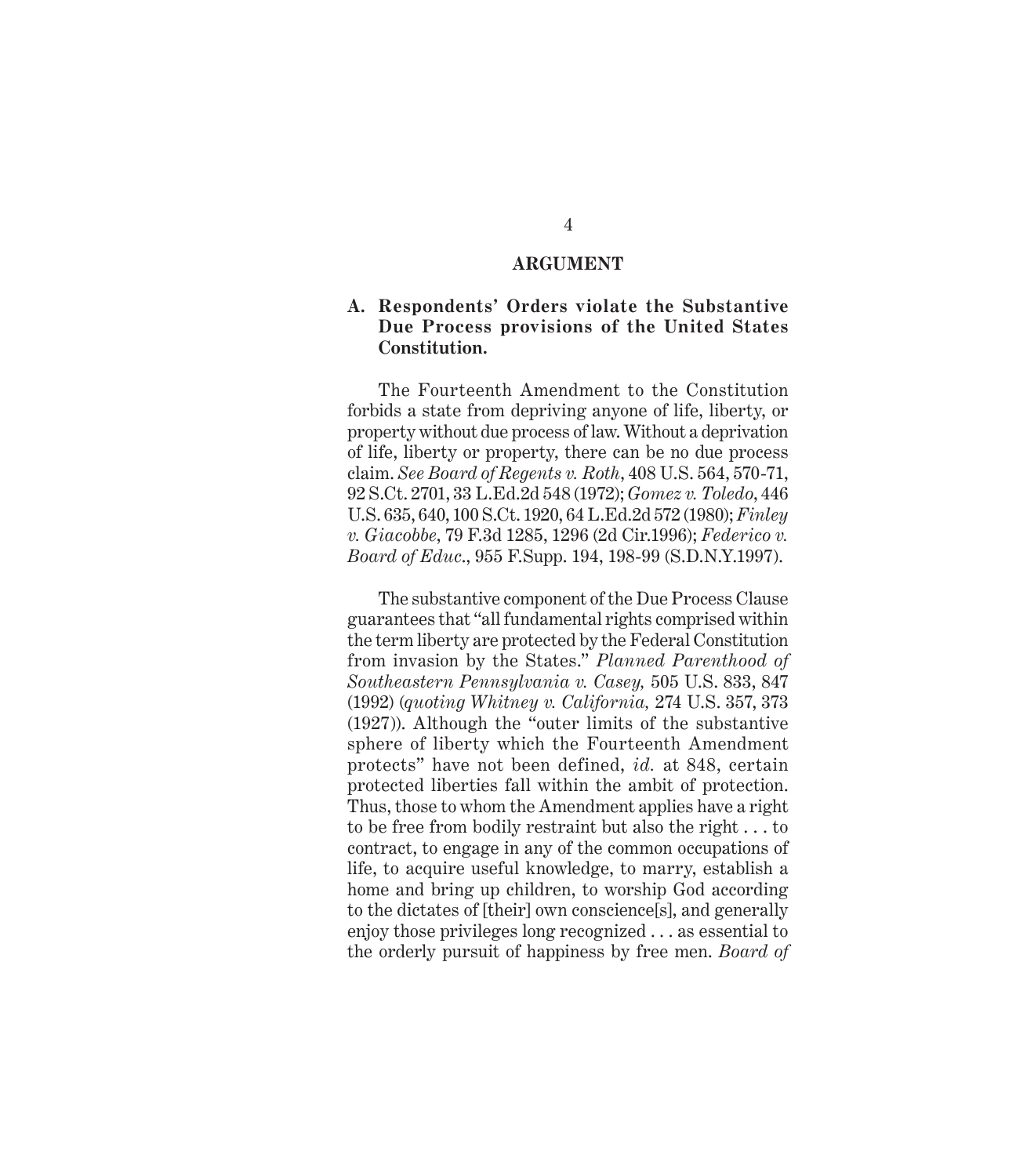## ARGUMENT

### A. Respondents' Orders violate the Substantive Due Process provisions of the United States Constitution.

The Fourteenth Amendment to the Constitution forbids a state from depriving anyone of life, liberty, or property without due process of law. Without a deprivation of life, liberty or property, there can be no due process claim. *See Board of Regents v. Roth*, 408 U.S. 564, 570-71, 92 S.Ct. 2701, 33 L.Ed.2d 548 (1972); *Gomez v. Toledo*, 446 U.S. 635, 640, 100 S.Ct. 1920, 64 L.Ed.2d 572 (1980); *Finley v. Giacobbe*, 79 F.3d 1285, 1296 (2d Cir.1996); *Federico v. Board of Educ.*, 955 F.Supp. 194, 198-99 (S.D.N.Y.1997).

The substantive component of the Due Process Clause guarantees that "all fundamental rights comprised within the term liberty are protected by the Federal Constitution from invasion by the States." *Planned Parenthood of Southeastern Pennsylvania v. Casey,* 505 U.S. 833, 847 (1992) (*quoting Whitney v. California,* 274 U.S. 357, 373 (1927)). Although the "outer limits of the substantive sphere of liberty which the Fourteenth Amendment protects" have not been defined, *id.* at 848, certain protected liberties fall within the ambit of protection. Thus, those to whom the Amendment applies have a right to be free from bodily restraint but also the right . . . to contract, to engage in any of the common occupations of life, to acquire useful knowledge, to marry, establish a home and bring up children, to worship God according to the dictates of [their] own conscience[s], and generally enjoy those privileges long recognized . . . as essential to the orderly pursuit of happiness by free men. *Board of*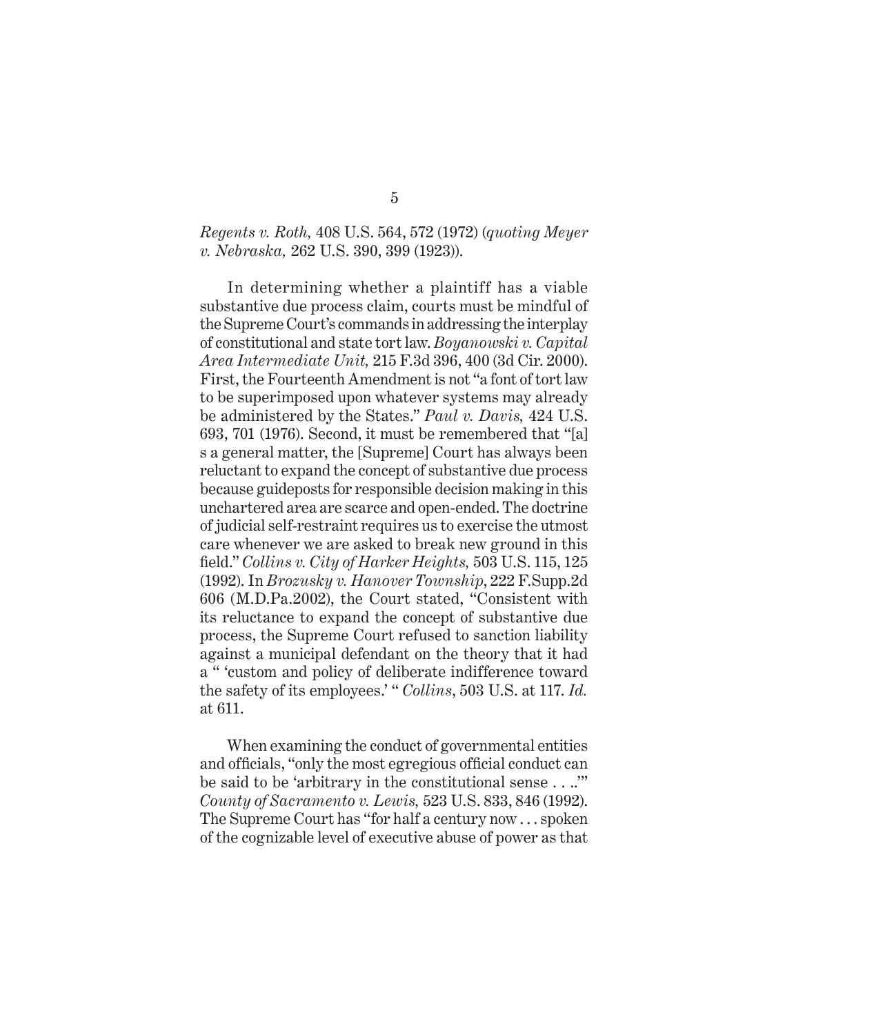*Regents v. Roth,* 408 U.S. 564, 572 (1972) (*quoting Meyer v. Nebraska,* 262 U.S. 390, 399 (1923)).

In determining whether a plaintiff has a viable substantive due process claim, courts must be mindful of the Supreme Court's commands in addressing the interplay of constitutional and state tort law. *Boyanowski v. Capital Area Intermediate Unit,* 215 F.3d 396, 400 (3d Cir. 2000). First, the Fourteenth Amendment is not "a font of tort law to be superimposed upon whatever systems may already be administered by the States." *Paul v. Davis,* 424 U.S. 693, 701 (1976). Second, it must be remembered that "[a] s a general matter, the [Supreme] Court has always been reluctant to expand the concept of substantive due process because guideposts for responsible decision making in this unchartered area are scarce and open-ended. The doctrine of judicial self-restraint requires us to exercise the utmost care whenever we are asked to break new ground in this field." *Collins v. City of Harker Heights,* 503 U.S. 115, 125 (1992). In *Brozusky v. Hanover Township*, 222 F.Supp.2d 606 (M.D.Pa.2002), the Court stated, "Consistent with its reluctance to expand the concept of substantive due process, the Supreme Court refused to sanction liability against a municipal defendant on the theory that it had a " 'custom and policy of deliberate indifference toward the safety of its employees.' " *Collins*, 503 U.S. at 117. *Id.* at 611.

When examining the conduct of governmental entities and officials, "only the most egregious official conduct can be said to be 'arbitrary in the constitutional sense . . ..'" *County of Sacramento v. Lewis,* 523 U.S. 833, 846 (1992). The Supreme Court has "for half a century now . . . spoken of the cognizable level of executive abuse of power as that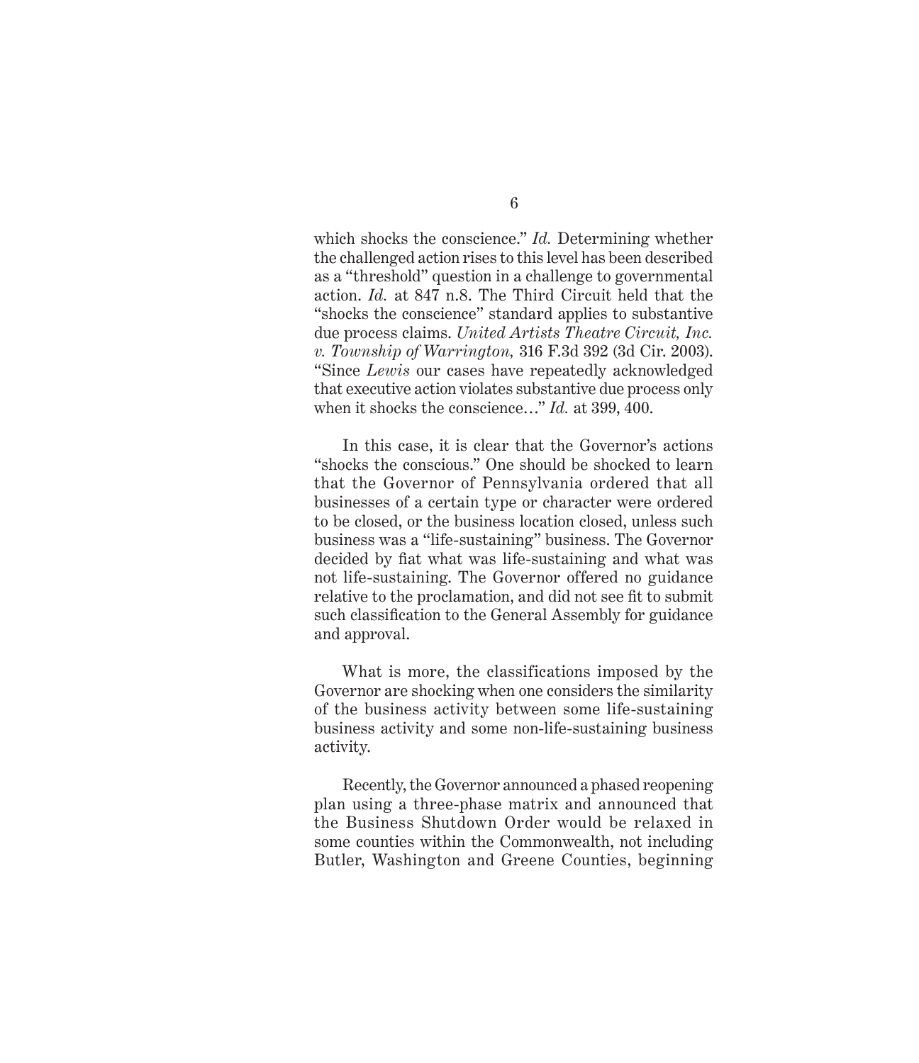which shocks the conscience." *Id.* Determining whether the challenged action rises to this level has been described as a "threshold" question in a challenge to governmental action. *Id.* at 847 n.8. The Third Circuit held that the "shocks the conscience" standard applies to substantive due process claims. *United Artists Theatre Circuit, Inc. v. Township of Warrington,* 316 F.3d 392 (3d Cir. 2003). "Since *Lewis* our cases have repeatedly acknowledged that executive action violates substantive due process only when it shocks the conscience…" *Id.* at 399, 400.

In this case, it is clear that the Governor's actions "shocks the conscious." One should be shocked to learn that the Governor of Pennsylvania ordered that all businesses of a certain type or character were ordered to be closed, or the business location closed, unless such business was a "life-sustaining" business. The Governor decided by fiat what was life-sustaining and what was not life-sustaining. The Governor offered no guidance relative to the proclamation, and did not see fit to submit such classification to the General Assembly for guidance and approval.

What is more, the classifications imposed by the Governor are shocking when one considers the similarity of the business activity between some life-sustaining business activity and some non-life-sustaining business activity.

Recently, the Governor announced a phased reopening plan using a three-phase matrix and announced that the Business Shutdown Order would be relaxed in some counties within the Commonwealth, not including Butler, Washington and Greene Counties, beginning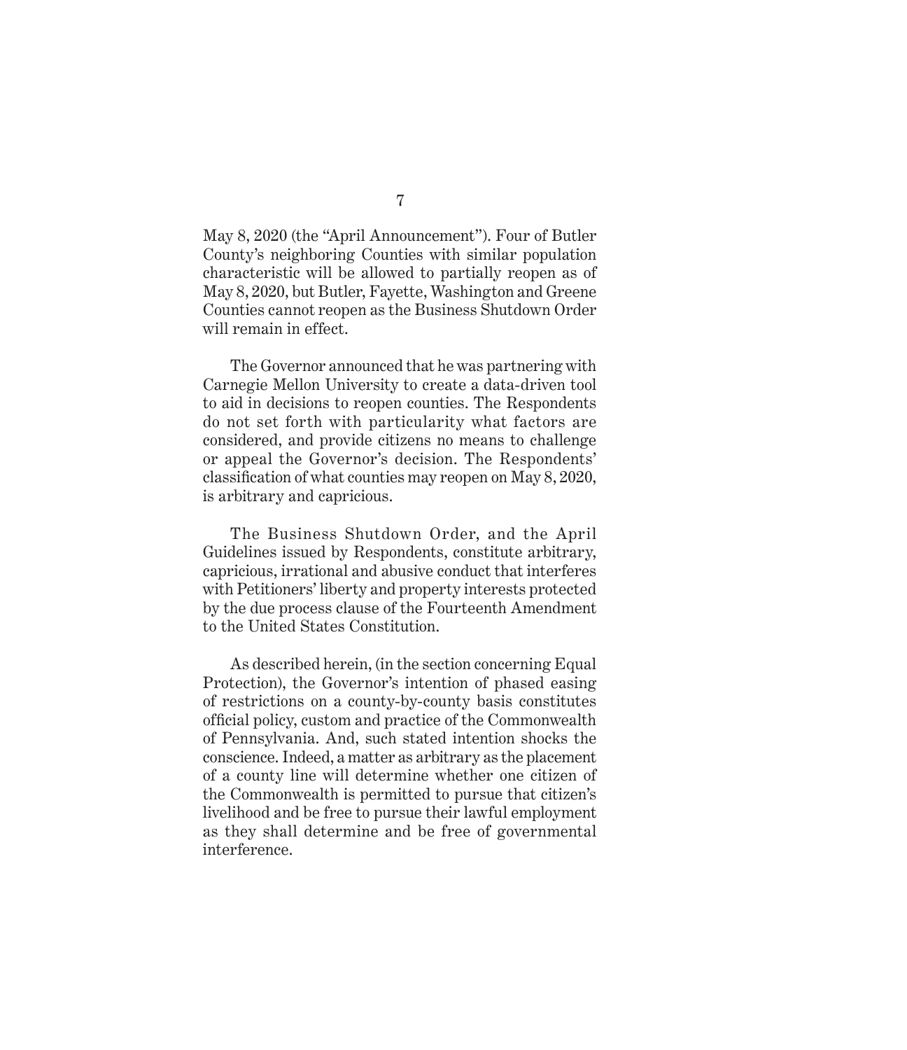May 8, 2020 (the "April Announcement"). Four of Butler County's neighboring Counties with similar population characteristic will be allowed to partially reopen as of May 8, 2020, but Butler, Fayette, Washington and Greene Counties cannot reopen as the Business Shutdown Order will remain in effect.

The Governor announced that he was partnering with Carnegie Mellon University to create a data-driven tool to aid in decisions to reopen counties. The Respondents do not set forth with particularity what factors are considered, and provide citizens no means to challenge or appeal the Governor's decision. The Respondents' classification of what counties may reopen on May 8, 2020, is arbitrary and capricious.

The Business Shutdown Order, and the April Guidelines issued by Respondents, constitute arbitrary, capricious, irrational and abusive conduct that interferes with Petitioners' liberty and property interests protected by the due process clause of the Fourteenth Amendment to the United States Constitution.

As described herein, (in the section concerning Equal Protection), the Governor's intention of phased easing of restrictions on a county-by-county basis constitutes official policy, custom and practice of the Commonwealth of Pennsylvania. And, such stated intention shocks the conscience. Indeed, a matter as arbitrary as the placement of a county line will determine whether one citizen of the Commonwealth is permitted to pursue that citizen's livelihood and be free to pursue their lawful employment as they shall determine and be free of governmental interference.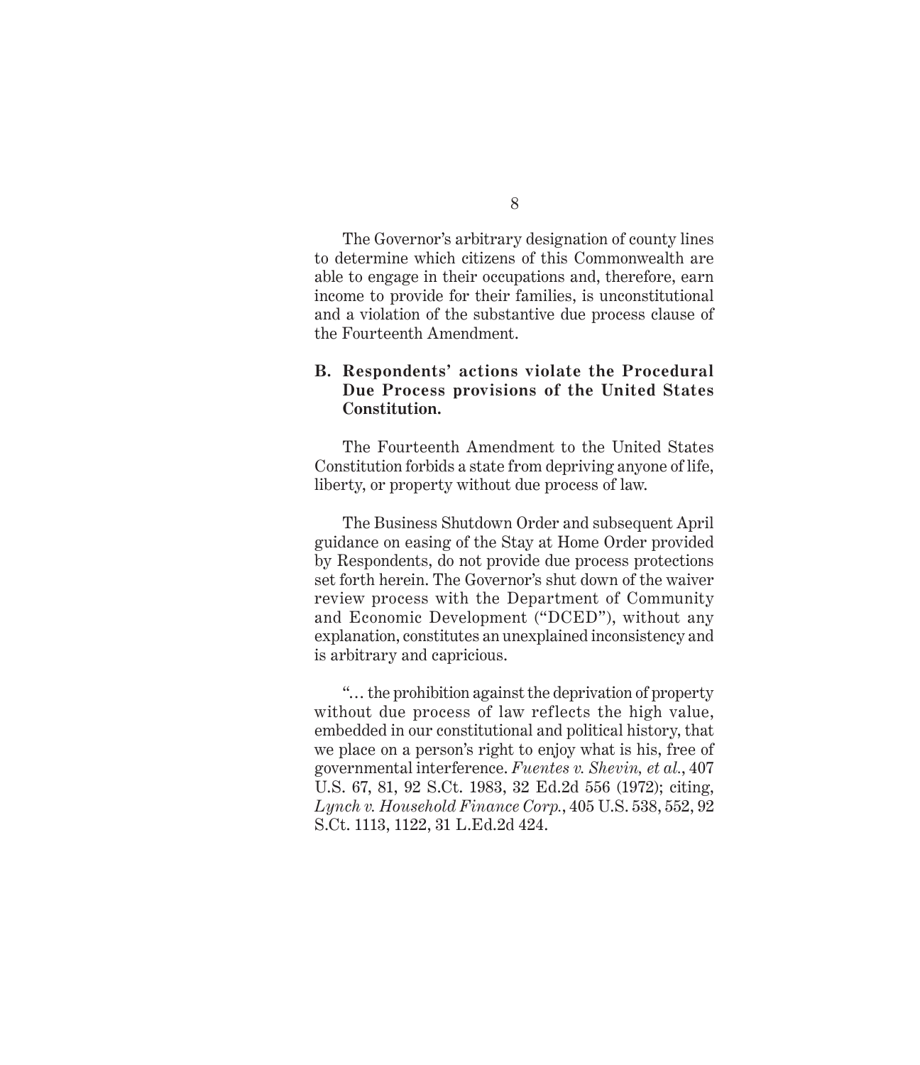The Governor's arbitrary designation of county lines to determine which citizens of this Commonwealth are able to engage in their occupations and, therefore, earn income to provide for their families, is unconstitutional and a violation of the substantive due process clause of the Fourteenth Amendment.

### B. Respondents' actions violate the Procedural Due Process provisions of the United States Constitution.

The Fourteenth Amendment to the United States Constitution forbids a state from depriving anyone of life, liberty, or property without due process of law.

The Business Shutdown Order and subsequent April guidance on easing of the Stay at Home Order provided by Respondents, do not provide due process protections set forth herein. The Governor's shut down of the waiver review process with the Department of Community and Economic Development ("DCED"), without any explanation, constitutes an unexplained inconsistency and is arbitrary and capricious.

"… the prohibition against the deprivation of property without due process of law reflects the high value, embedded in our constitutional and political history, that we place on a person's right to enjoy what is his, free of governmental interference. *Fuentes v. Shevin, et al.*, 407 U.S. 67, 81, 92 S.Ct. 1983, 32 Ed.2d 556 (1972); citing, *Lynch v. Household Finance Corp.*, 405 U.S. 538, 552, 92 S.Ct. 1113, 1122, 31 L.Ed.2d 424.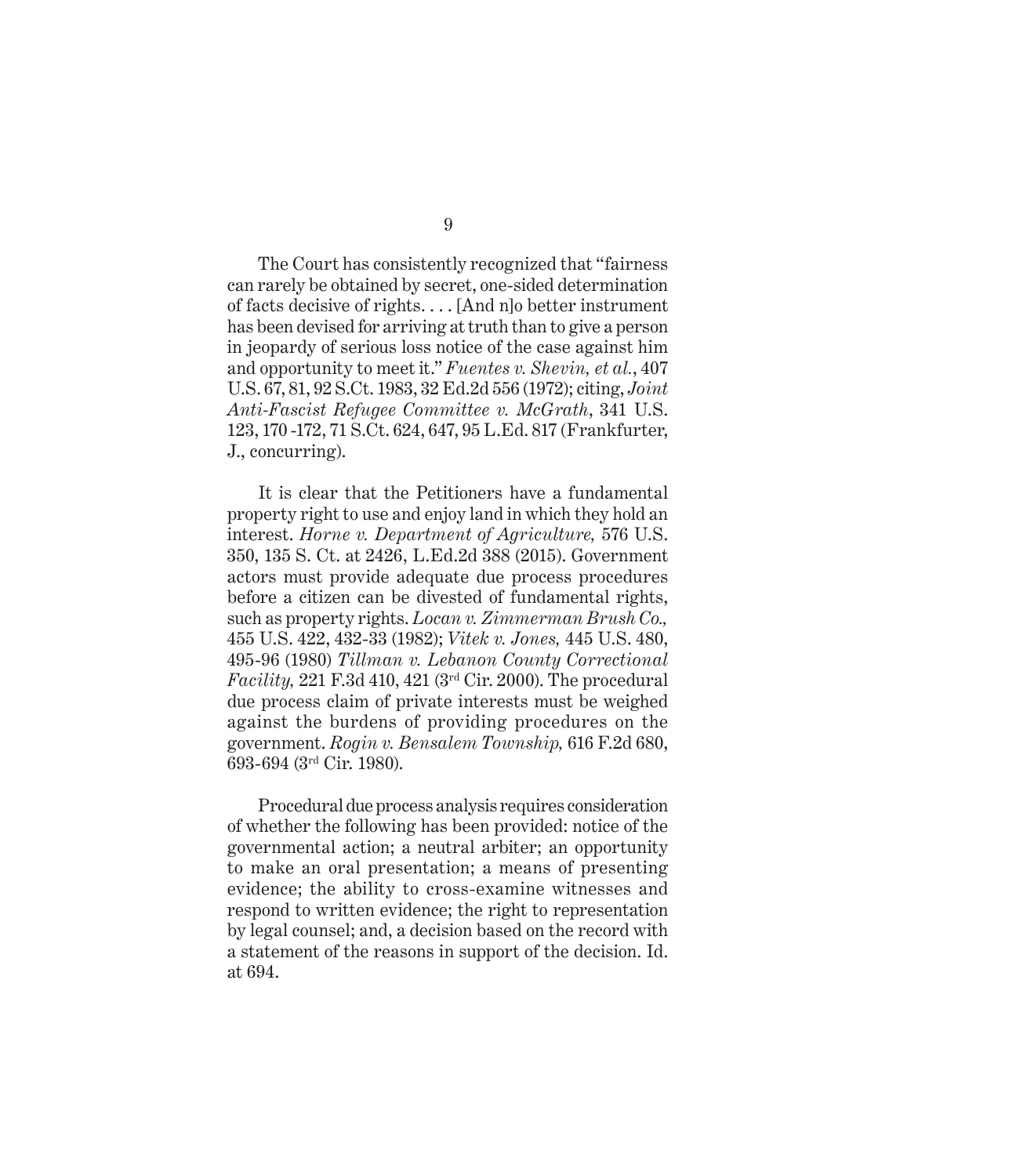The Court has consistently recognized that "fairness can rarely be obtained by secret, one-sided determination of facts decisive of rights. . . . [And n]o better instrument has been devised for arriving at truth than to give a person in jeopardy of serious loss notice of the case against him and opportunity to meet it." *Fuentes v. Shevin, et al.*, 407 U.S. 67, 81, 92 S.Ct. 1983, 32 Ed.2d 556 (1972); citing, *Joint Anti-Fascist Refugee Committee v. McGrath*, 341 U.S. 123, 170 -172, 71 S.Ct. 624, 647, 95 L.Ed. 817 (Frankfurter, J., concurring).

It is clear that the Petitioners have a fundamental property right to use and enjoy land in which they hold an interest. *Horne v. Department of Agriculture,* 576 U.S. 350, 135 S. Ct. at 2426, L.Ed.2d 388 (2015). Government actors must provide adequate due process procedures before a citizen can be divested of fundamental rights, such as property rights. *Locan v. Zimmerman Brush Co.,* 455 U.S. 422, 432-33 (1982); *Vitek v. Jones,* 445 U.S. 480, 495-96 (1980) *Tillman v. Lebanon County Correctional Facility,* 221 F.3d 410, 421 (3rd Cir. 2000). The procedural due process claim of private interests must be weighed against the burdens of providing procedures on the government. *Rogin v. Bensalem Township,* 616 F.2d 680, 693-694 (3rd Cir. 1980).

Procedural due process analysis requires consideration of whether the following has been provided: notice of the governmental action; a neutral arbiter; an opportunity to make an oral presentation; a means of presenting evidence; the ability to cross-examine witnesses and respond to written evidence; the right to representation by legal counsel; and, a decision based on the record with a statement of the reasons in support of the decision. Id. at 694.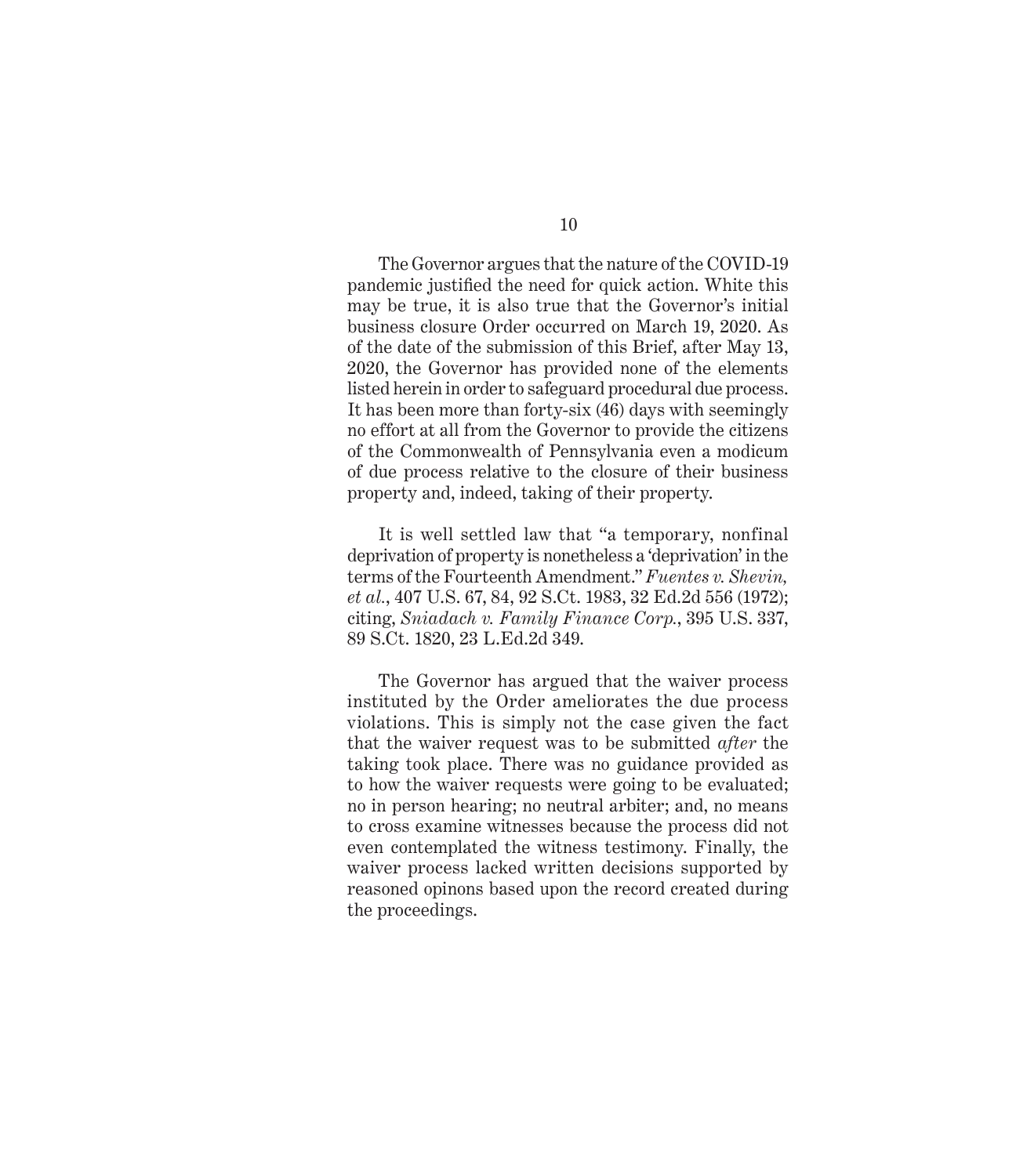The Governor argues that the nature of the COVID-19 pandemic justified the need for quick action. White this may be true, it is also true that the Governor's initial business closure Order occurred on March 19, 2020. As of the date of the submission of this Brief, after May 13, 2020, the Governor has provided none of the elements listed herein in order to safeguard procedural due process. It has been more than forty-six (46) days with seemingly no effort at all from the Governor to provide the citizens of the Commonwealth of Pennsylvania even a modicum of due process relative to the closure of their business property and, indeed, taking of their property.

It is well settled law that "a temporary, nonfinal deprivation of property is nonetheless a 'deprivation' in the terms of the Fourteenth Amendment." *Fuentes v. Shevin, et al.*, 407 U.S. 67, 84, 92 S.Ct. 1983, 32 Ed.2d 556 (1972); citing, *Sniadach v. Family Finance Corp.*, 395 U.S. 337, 89 S.Ct. 1820, 23 L.Ed.2d 349.

The Governor has argued that the waiver process instituted by the Order ameliorates the due process violations. This is simply not the case given the fact that the waiver request was to be submitted *after* the taking took place. There was no guidance provided as to how the waiver requests were going to be evaluated; no in person hearing; no neutral arbiter; and, no means to cross examine witnesses because the process did not even contemplated the witness testimony. Finally, the waiver process lacked written decisions supported by reasoned opinons based upon the record created during the proceedings.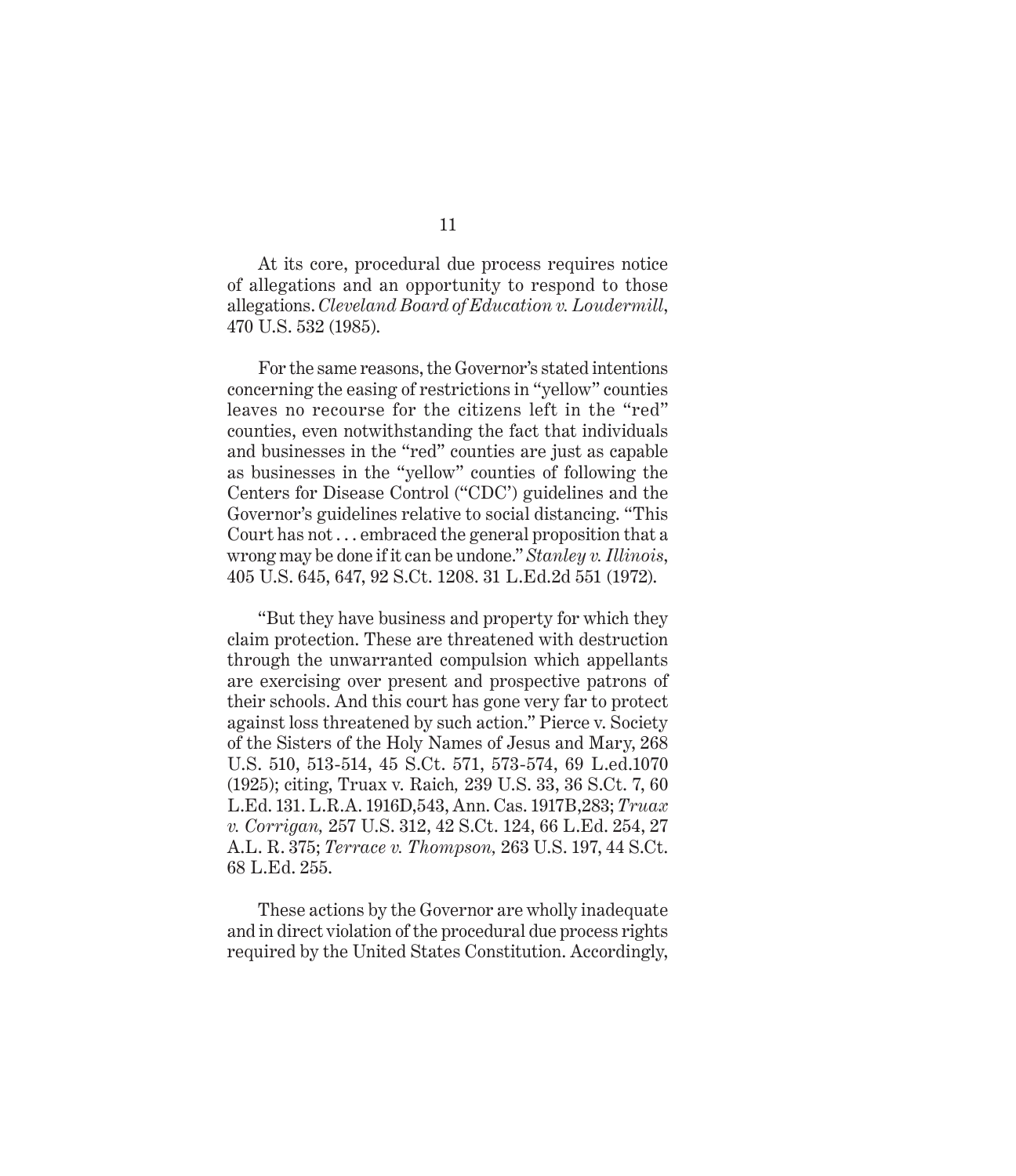At its core, procedural due process requires notice of allegations and an opportunity to respond to those allegations. *Cleveland Board of Education v. Loudermill*, 470 U.S. 532 (1985).

For the same reasons, the Governor's stated intentions concerning the easing of restrictions in "yellow" counties leaves no recourse for the citizens left in the "red" counties, even notwithstanding the fact that individuals and businesses in the "red" counties are just as capable as businesses in the "yellow" counties of following the Centers for Disease Control ("CDC') guidelines and the Governor's guidelines relative to social distancing. "This Court has not . . . embraced the general proposition that a wrong may be done if it can be undone." *Stanley v. Illinois*, 405 U.S. 645, 647, 92 S.Ct. 1208. 31 L.Ed.2d 551 (1972).

"But they have business and property for which they claim protection. These are threatened with destruction through the unwarranted compulsion which appellants are exercising over present and prospective patrons of their schools. And this court has gone very far to protect against loss threatened by such action." Pierce v. Society of the Sisters of the Holy Names of Jesus and Mary, 268 U.S. 510, 513-514, 45 S.Ct. 571, 573-574, 69 L.ed.1070 (1925); citing, Truax v. Raich*,* 239 U.S. 33, 36 S.Ct. 7, 60 L.Ed. 131. L.R.A. 1916D,543, Ann. Cas. 1917B,283; *Truax v. Corrigan,* 257 U.S. 312, 42 S.Ct. 124, 66 L.Ed. 254, 27 A.L. R. 375; *Terrace v. Thompson,* 263 U.S. 197, 44 S.Ct. 68 L.Ed. 255.

These actions by the Governor are wholly inadequate and in direct violation of the procedural due process rights required by the United States Constitution. Accordingly,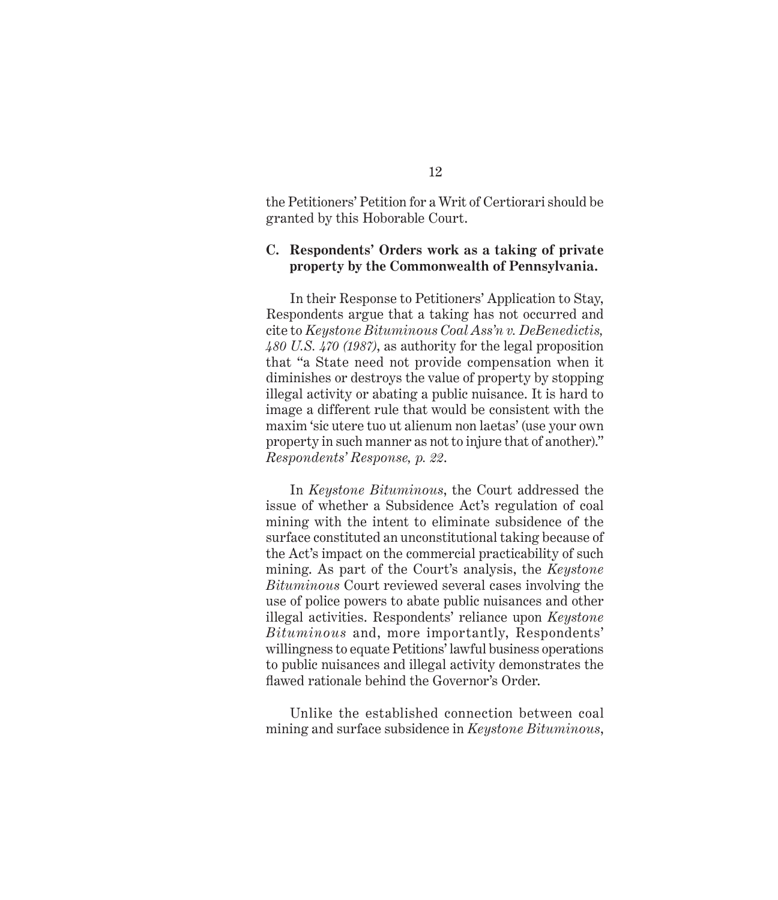the Petitioners' Petition for a Writ of Certiorari should be granted by this Hoborable Court.

### C. Respondents' Orders work as a taking of private property by the Commonwealth of Pennsylvania.

In their Response to Petitioners' Application to Stay, Respondents argue that a taking has not occurred and cite to *Keystone Bituminous Coal Ass'n v. DeBenedictis, 480 U.S. 470 (1987)*, as authority for the legal proposition that "a State need not provide compensation when it diminishes or destroys the value of property by stopping illegal activity or abating a public nuisance. It is hard to image a different rule that would be consistent with the maxim 'sic utere tuo ut alienum non laetas' (use your own property in such manner as not to injure that of another)." *Respondents' Response, p. 22*.

In *Keystone Bituminous*, the Court addressed the issue of whether a Subsidence Act's regulation of coal mining with the intent to eliminate subsidence of the surface constituted an unconstitutional taking because of the Act's impact on the commercial practicability of such mining. As part of the Court's analysis, the *Keystone Bituminous* Court reviewed several cases involving the use of police powers to abate public nuisances and other illegal activities. Respondents' reliance upon *Keystone Bituminous* and, more importantly, Respondents' willingness to equate Petitions' lawful business operations to public nuisances and illegal activity demonstrates the flawed rationale behind the Governor's Order.

Unlike the established connection between coal mining and surface subsidence in *Keystone Bituminous*,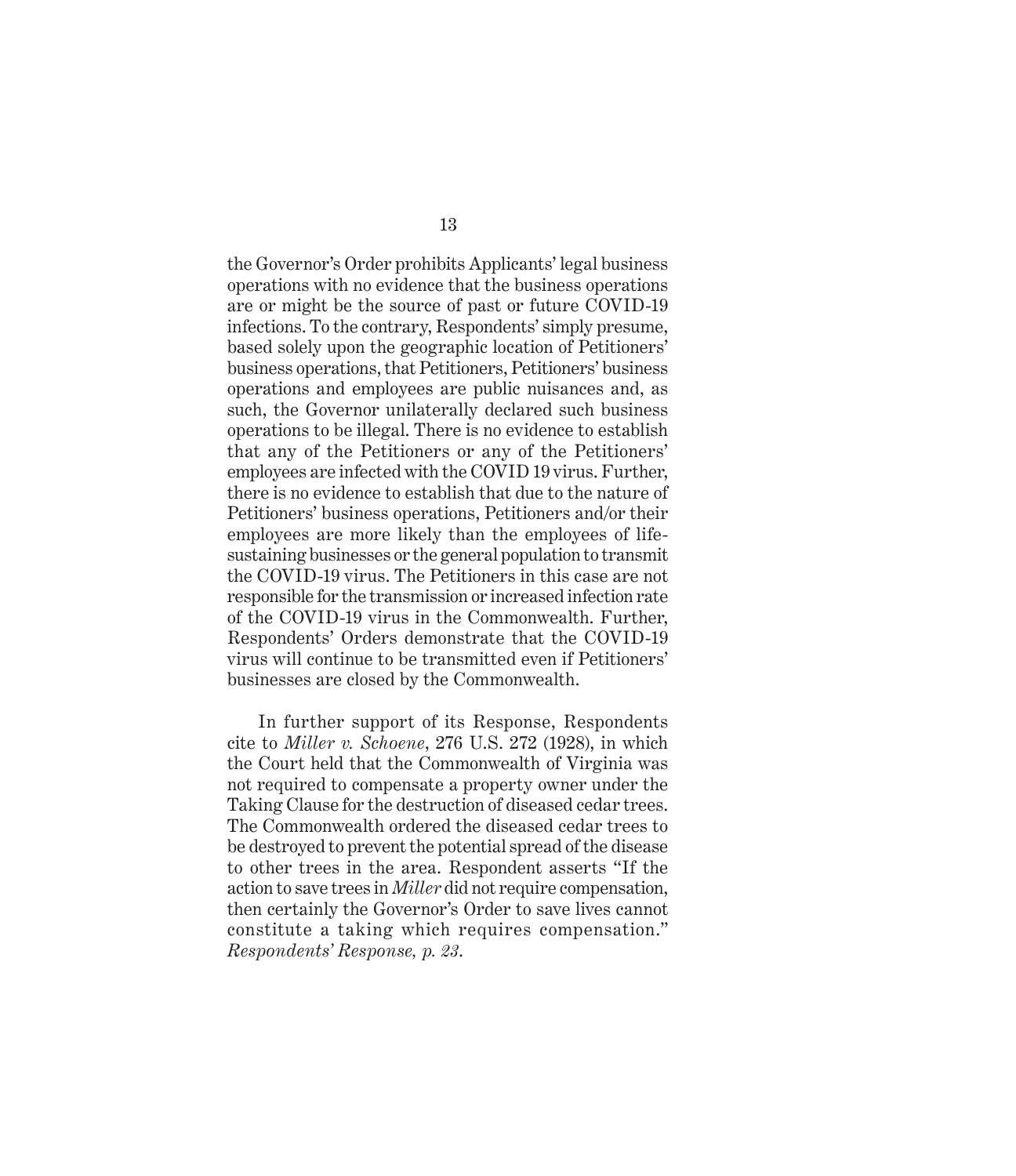the Governor's Order prohibits Applicants' legal business operations with no evidence that the business operations are or might be the source of past or future COVID-19 infections. To the contrary, Respondents' simply presume, based solely upon the geographic location of Petitioners' business operations, that Petitioners, Petitioners' business operations and employees are public nuisances and, as such, the Governor unilaterally declared such business operations to be illegal. There is no evidence to establish that any of the Petitioners or any of the Petitioners' employees are infected with the COVID 19 virus. Further, there is no evidence to establish that due to the nature of Petitioners' business operations, Petitioners and/or their employees are more likely than the employees of life-sustaining businesses or the general population to transmit the COVID-19 virus. The Petitioners in this case are not responsible for the transmission or increased infection rate of the COVID-19 virus in the Commonwealth. Further, Respondents' Orders demonstrate that the COVID-19 virus will continue to be transmitted even if Petitioners' businesses are closed by the Commonwealth.

In further support of its Response, Respondents cite to *Miller v. Schoene*, 276 U.S. 272 (1928), in which the Court held that the Commonwealth of Virginia was not required to compensate a property owner under the Taking Clause for the destruction of diseased cedar trees. The Commonwealth ordered the diseased cedar trees to be destroyed to prevent the potential spread of the disease to other trees in the area. Respondent asserts "If the action to save trees in *Miller* did not require compensation, then certainly the Governor's Order to save lives cannot constitute a taking which requires compensation." *Respondents' Response, p. 23*.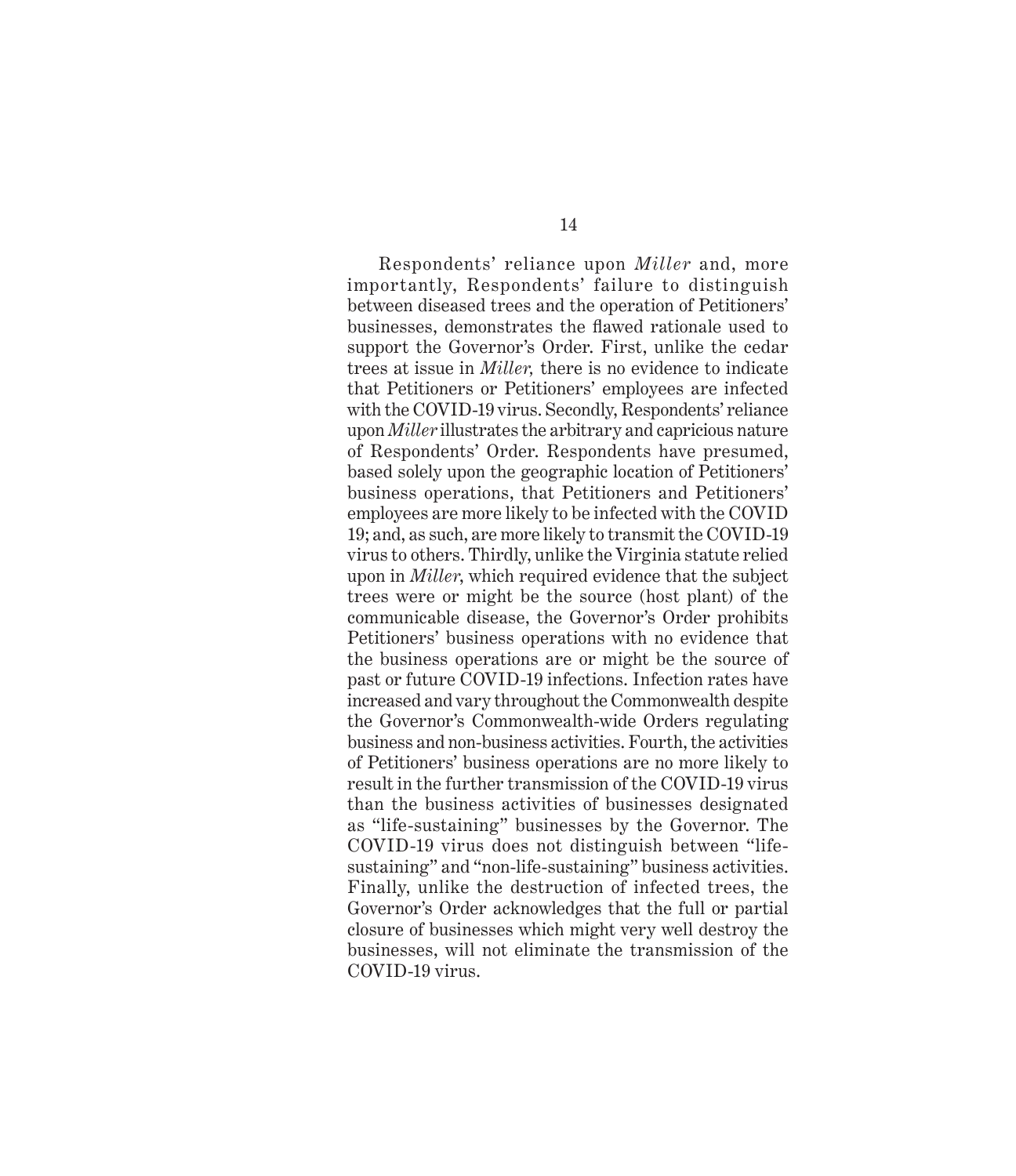Respondents' reliance upon *Miller* and, more importantly, Respondents' failure to distinguish between diseased trees and the operation of Petitioners' businesses, demonstrates the flawed rationale used to support the Governor's Order. First, unlike the cedar trees at issue in *Miller,* there is no evidence to indicate that Petitioners or Petitioners' employees are infected with the COVID-19 virus. Secondly, Respondents' reliance upon *Miller* illustrates the arbitrary and capricious nature of Respondents' Order. Respondents have presumed, based solely upon the geographic location of Petitioners' business operations, that Petitioners and Petitioners' employees are more likely to be infected with the COVID 19; and, as such, are more likely to transmit the COVID-19 virus to others. Thirdly, unlike the Virginia statute relied upon in *Miller,* which required evidence that the subject trees were or might be the source (host plant) of the communicable disease, the Governor's Order prohibits Petitioners' business operations with no evidence that the business operations are or might be the source of past or future COVID-19 infections. Infection rates have increased and vary throughout the Commonwealth despite the Governor's Commonwealth-wide Orders regulating business and non-business activities. Fourth, the activities of Petitioners' business operations are no more likely to result in the further transmission of the COVID-19 virus than the business activities of businesses designated as "life-sustaining" businesses by the Governor. The COVID-19 virus does not distinguish between "life-sustaining" and "non-life-sustaining" business activities. Finally, unlike the destruction of infected trees, the Governor's Order acknowledges that the full or partial closure of businesses which might very well destroy the businesses, will not eliminate the transmission of the COVID-19 virus.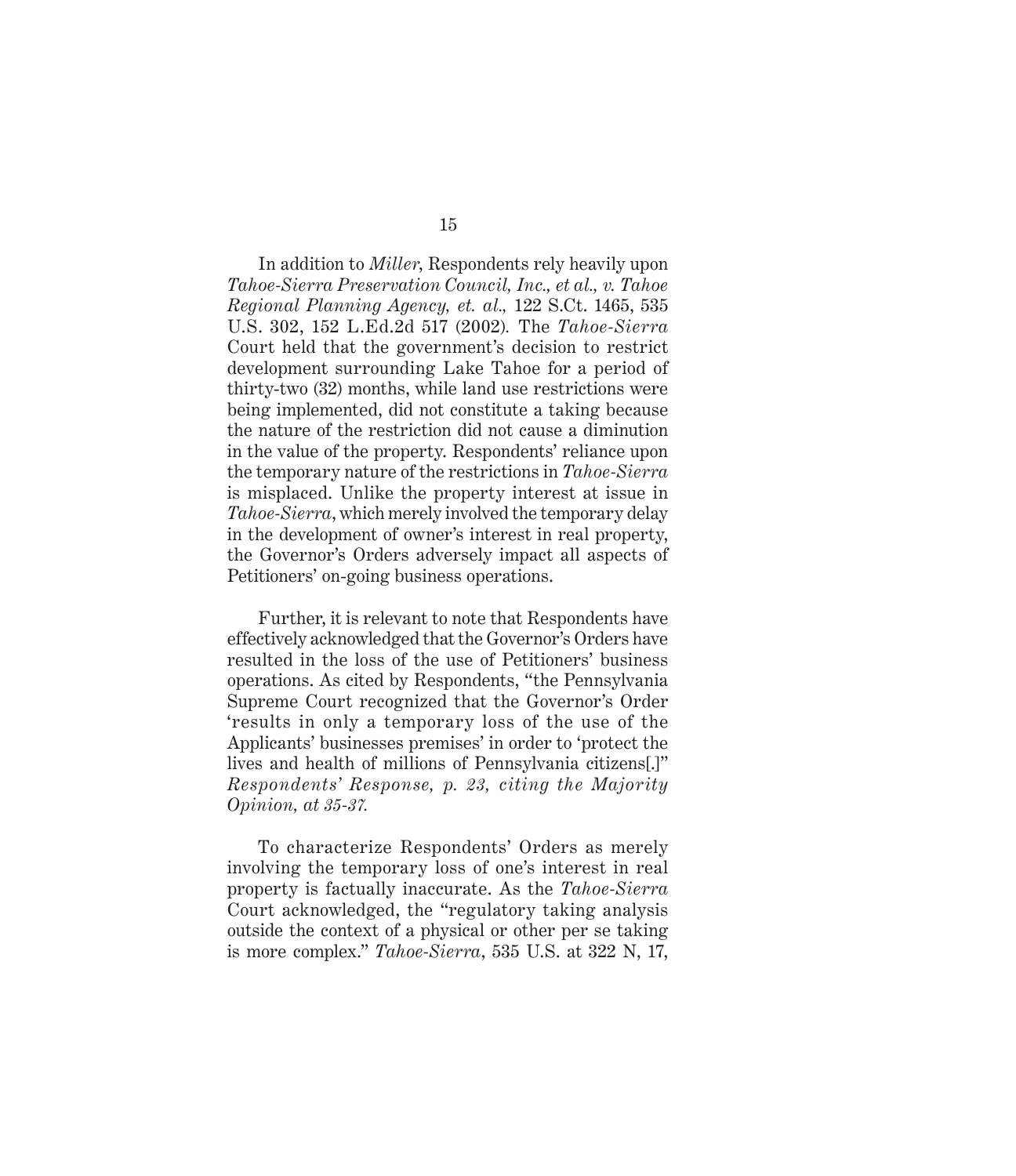In addition to *Miller*, Respondents rely heavily upon *Tahoe-Sierra Preservation Council, Inc., et al., v. Tahoe Regional Planning Agency, et. al.,* 122 S.Ct. 1465, 535 U.S. 302, 152 L.Ed.2d 517 (2002). The *Tahoe-Sierra* Court held that the government's decision to restrict development surrounding Lake Tahoe for a period of thirty-two (32) months, while land use restrictions were being implemented, did not constitute a taking because the nature of the restriction did not cause a diminution in the value of the property. Respondents' reliance upon the temporary nature of the restrictions in *Tahoe-Sierra* is misplaced. Unlike the property interest at issue in *Tahoe-Sierra*, which merely involved the temporary delay in the development of owner's interest in real property, the Governor's Orders adversely impact all aspects of Petitioners' on-going business operations.

Further, it is relevant to note that Respondents have effectively acknowledged that the Governor's Orders have resulted in the loss of the use of Petitioners' business operations. As cited by Respondents, "the Pennsylvania Supreme Court recognized that the Governor's Order 'results in only a temporary loss of the use of the Applicants' businesses premises' in order to 'protect the lives and health of millions of Pennsylvania citizens[.]" *Respondents' Response, p. 23, citing the Majority Opinion, at 35-37.*

To characterize Respondents' Orders as merely involving the temporary loss of one's interest in real property is factually inaccurate. As the *Tahoe-Sierra* Court acknowledged, the "regulatory taking analysis outside the context of a physical or other per se taking is more complex." *Tahoe-Sierra*, 535 U.S. at 322 N, 17,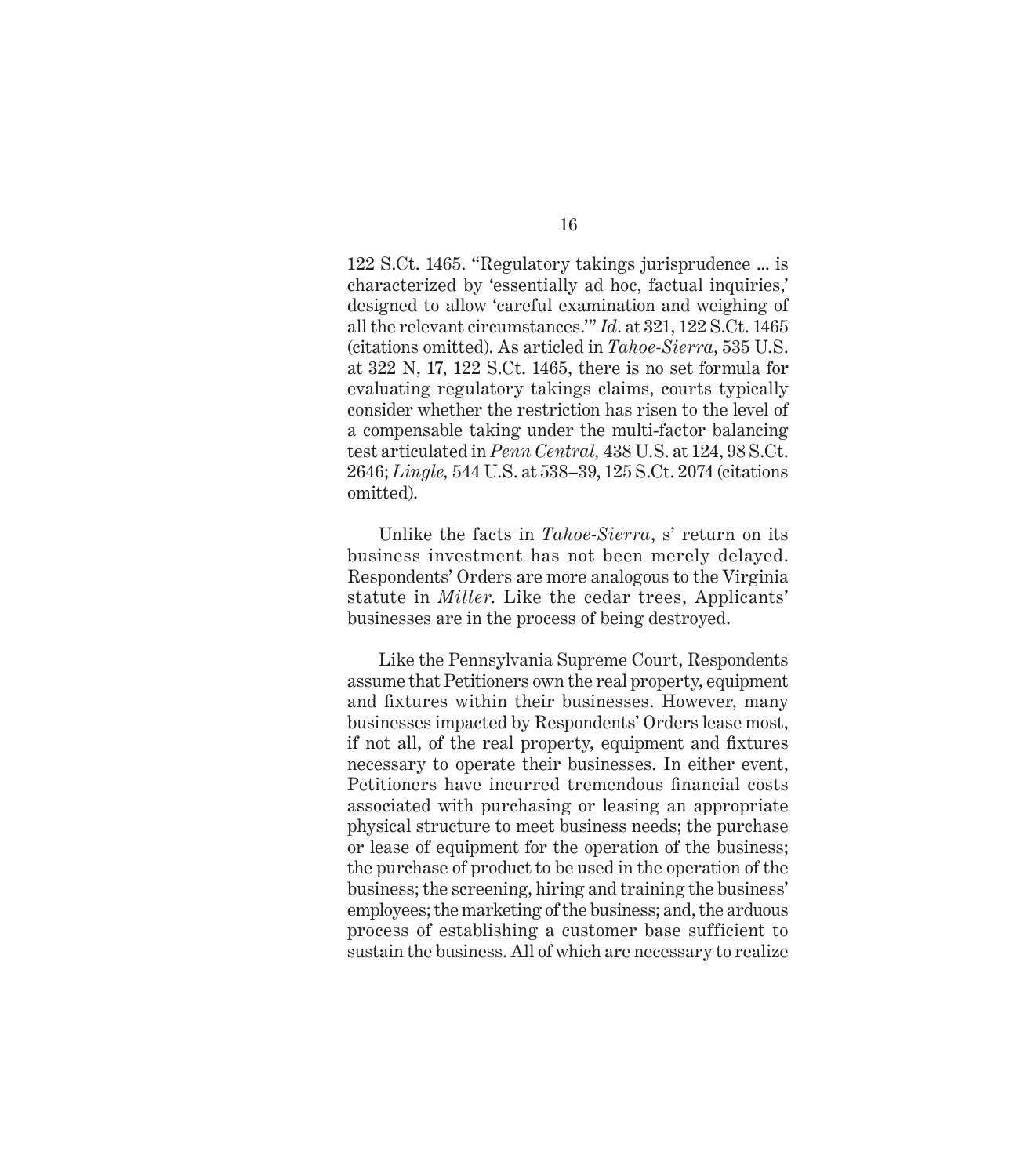122 S.Ct. 1465. "Regulatory takings jurisprudence ... is characterized by 'essentially ad hoc, factual inquiries,' designed to allow 'careful examination and weighing of all the relevant circumstances.'" *Id*. at 321, 122 S.Ct. 1465 (citations omitted). As articled in *Tahoe-Sierra*, 535 U.S. at 322 N, 17, 122 S.Ct. 1465, there is no set formula for evaluating regulatory takings claims, courts typically consider whether the restriction has risen to the level of a compensable taking under the multi-factor balancing test articulated in *Penn Central,* 438 U.S. at 124, 98 S.Ct. 2646; *Lingle,* 544 U.S. at 538–39, 125 S.Ct. 2074 (citations omitted).

Unlike the facts in *Tahoe-Sierra*, s' return on its business investment has not been merely delayed. Respondents' Orders are more analogous to the Virginia statute in *Miller*. Like the cedar trees, Applicants' businesses are in the process of being destroyed.

Like the Pennsylvania Supreme Court, Respondents assume that Petitioners own the real property, equipment and fixtures within their businesses. However, many businesses impacted by Respondents' Orders lease most, if not all, of the real property, equipment and fixtures necessary to operate their businesses. In either event, Petitioners have incurred tremendous financial costs associated with purchasing or leasing an appropriate physical structure to meet business needs; the purchase or lease of equipment for the operation of the business; the purchase of product to be used in the operation of the business; the screening, hiring and training the business' employees; the marketing of the business; and, the arduous process of establishing a customer base sufficient to sustain the business. All of which are necessary to realize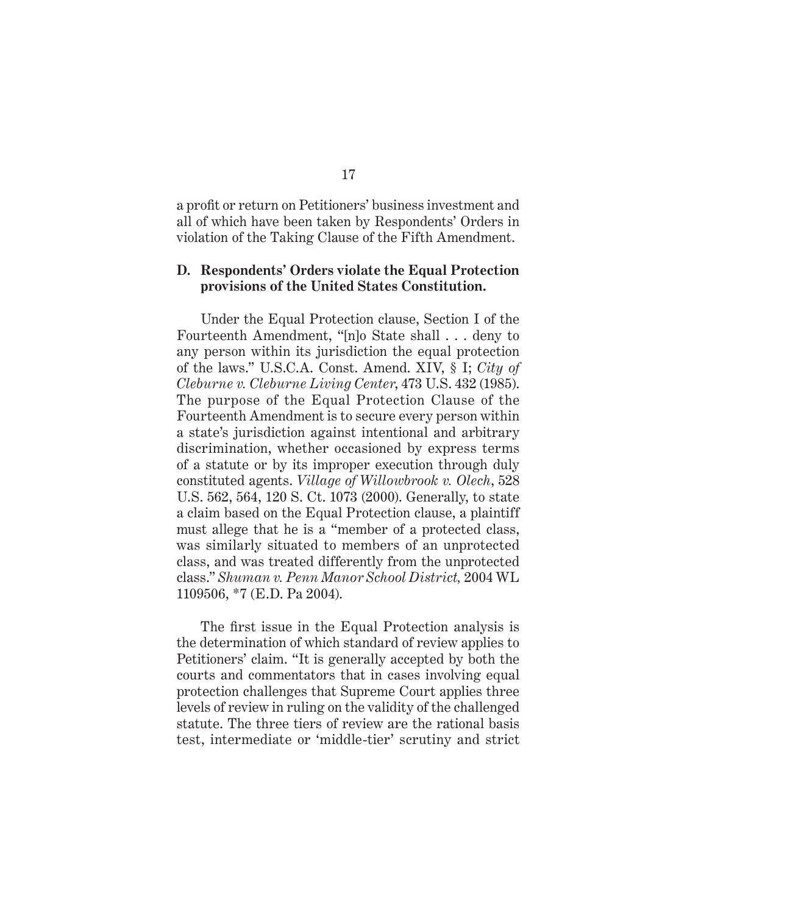a profit or return on Petitioners' business investment and all of which have been taken by Respondents' Orders in violation of the Taking Clause of the Fifth Amendment.

### D. Respondents' Orders violate the Equal Protection provisions of the United States Constitution.

Under the Equal Protection clause, Section I of the Fourteenth Amendment, "[n]o State shall . . . deny to any person within its jurisdiction the equal protection of the laws." U.S.C.A. Const. Amend. XIV, § I; *City of Cleburne v. Cleburne Living Center*, 473 U.S. 432 (1985). The purpose of the Equal Protection Clause of the Fourteenth Amendment is to secure every person within a state's jurisdiction against intentional and arbitrary discrimination, whether occasioned by express terms of a statute or by its improper execution through duly constituted agents. *Village of Willowbrook v. Olech*, 528 U.S. 562, 564, 120 S. Ct. 1073 (2000). Generally, to state a claim based on the Equal Protection clause, a plaintiff must allege that he is a "member of a protected class, was similarly situated to members of an unprotected class, and was treated differently from the unprotected class." *Shuman v. Penn Manor School District,* 2004 WL 1109506, *7 (E.D. Pa 2004).

The first issue in the Equal Protection analysis is the determination of which standard of review applies to Petitioners' claim. "It is generally accepted by both the courts and commentators that in cases involving equal protection challenges that Supreme Court applies three levels of review in ruling on the validity of the challenged statute. The three tiers of review are the rational basis test, intermediate or 'middle-tier' scrutiny and strict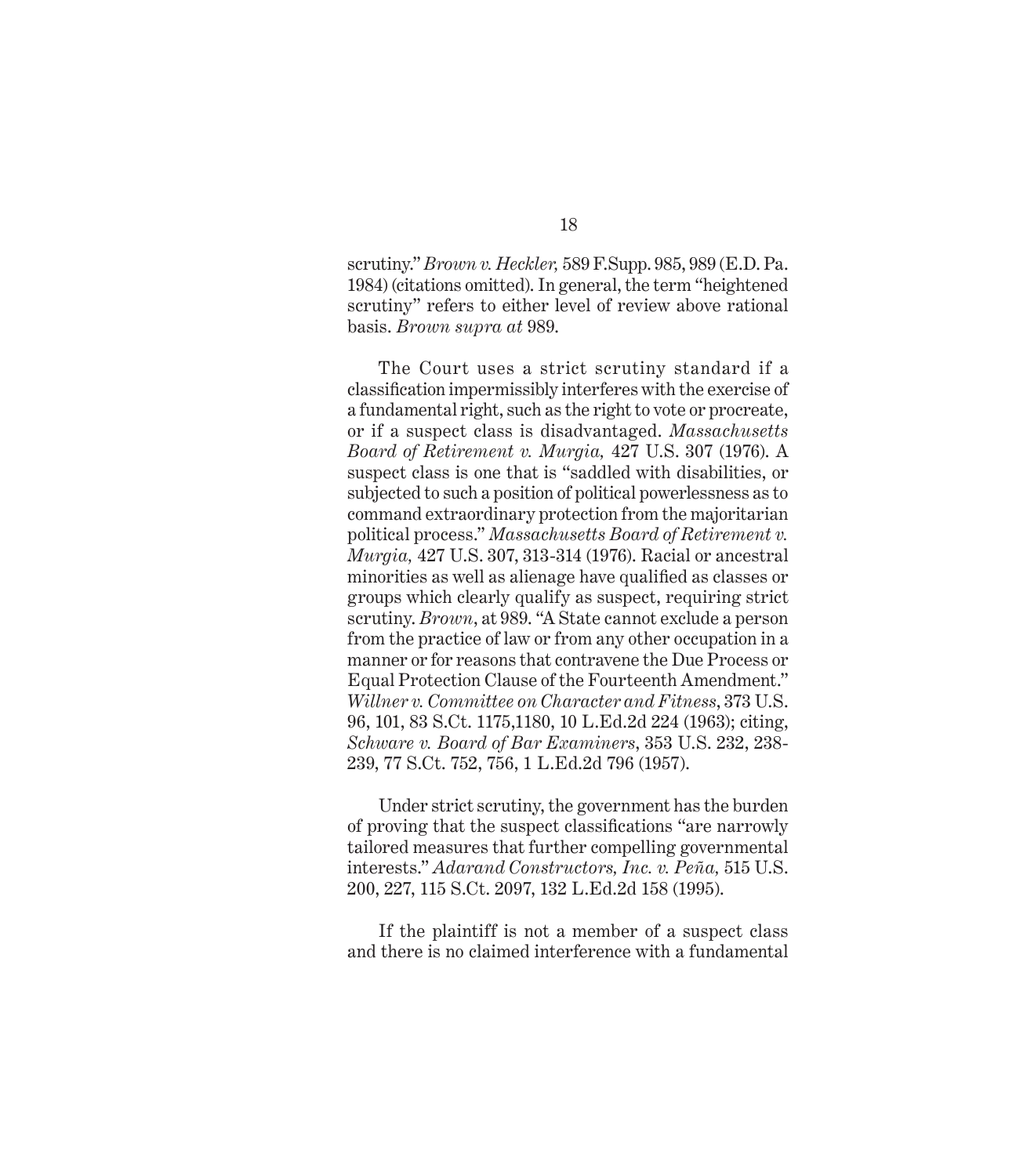scrutiny." *Brown v. Heckler,* 589 F.Supp. 985, 989 (E.D. Pa. 1984) (citations omitted). In general, the term "heightened scrutiny" refers to either level of review above rational basis. *Brown supra at* 989.

The Court uses a strict scrutiny standard if a classification impermissibly interferes with the exercise of a fundamental right, such as the right to vote or procreate, or if a suspect class is disadvantaged. *Massachusetts Board of Retirement v. Murgia,* 427 U.S. 307 (1976). A suspect class is one that is "saddled with disabilities, or subjected to such a position of political powerlessness as to command extraordinary protection from the majoritarian political process." *Massachusetts Board of Retirement v. Murgia,* 427 U.S. 307, 313-314 (1976). Racial or ancestral minorities as well as alienage have qualified as classes or groups which clearly qualify as suspect, requiring strict scrutiny. *Brown*, at 989. "A State cannot exclude a person from the practice of law or from any other occupation in a manner or for reasons that contravene the Due Process or Equal Protection Clause of the Fourteenth Amendment." *Willner v. Committee on Character and Fitness*, 373 U.S. 96, 101, 83 S.Ct. 1175,1180, 10 L.Ed.2d 224 (1963); citing, *Schware v. Board of Bar Examiners*, 353 U.S. 232, 238-239, 77 S.Ct. 752, 756, 1 L.Ed.2d 796 (1957).

Under strict scrutiny, the government has the burden of proving that the suspect classifications "are narrowly tailored measures that further compelling governmental interests." *Adarand Constructors, Inc. v. Peña,* 515 U.S. 200, 227, 115 S.Ct. 2097, 132 L.Ed.2d 158 (1995).

If the plaintiff is not a member of a suspect class and there is no claimed interference with a fundamental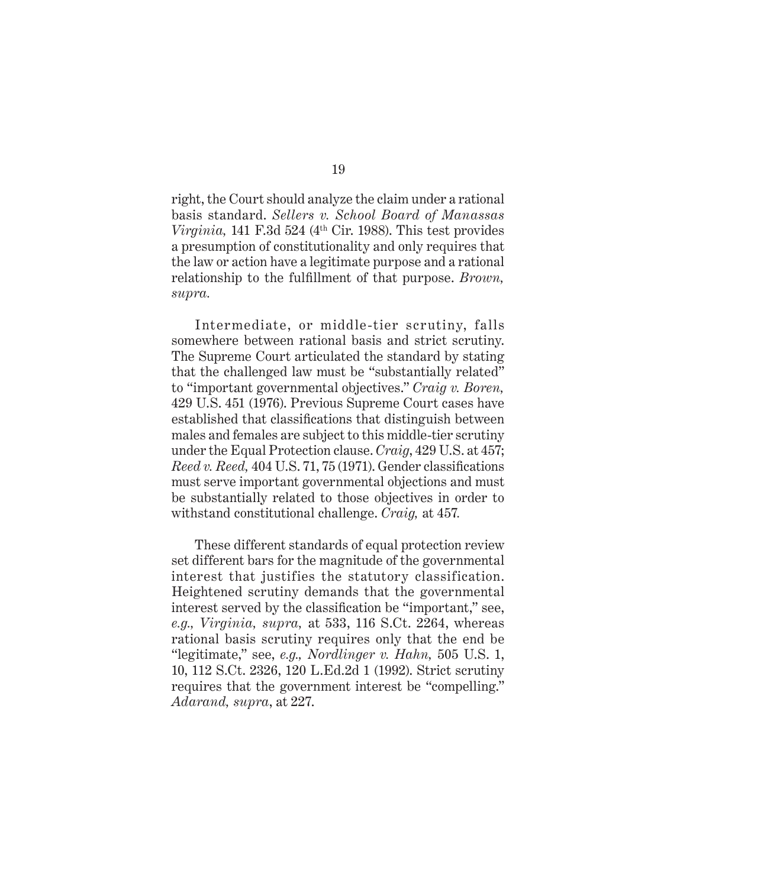right, the Court should analyze the claim under a rational basis standard. *Sellers v. School Board of Manassas Virginia,* 141 F.3d 524 (4th Cir. 1988). This test provides a presumption of constitutionality and only requires that the law or action have a legitimate purpose and a rational relationship to the fulfillment of that purpose. *Brown, supra.*

Intermediate, or middle-tier scrutiny, falls somewhere between rational basis and strict scrutiny. The Supreme Court articulated the standard by stating that the challenged law must be "substantially related" to "important governmental objectives." *Craig v. Boren,* 429 U.S. 451 (1976). Previous Supreme Court cases have established that classifications that distinguish between males and females are subject to this middle-tier scrutiny under the Equal Protection clause. *Craig*, 429 U.S. at 457; *Reed v. Reed,* 404 U.S. 71, 75 (1971). Gender classifications must serve important governmental objections and must be substantially related to those objectives in order to withstand constitutional challenge. *Craig,* at 457.

These different standards of equal protection review set different bars for the magnitude of the governmental interest that justifies the statutory classification. Heightened scrutiny demands that the governmental interest served by the classification be "important," see, *e.g., Virginia, supra,* at 533, 116 S.Ct. 2264, whereas rational basis scrutiny requires only that the end be "legitimate," see, *e.g., Nordlinger v. Hahn,* 505 U.S. 1, 10, 112 S.Ct. 2326, 120 L.Ed.2d 1 (1992). Strict scrutiny requires that the government interest be "compelling." *Adarand, supra*, at 227.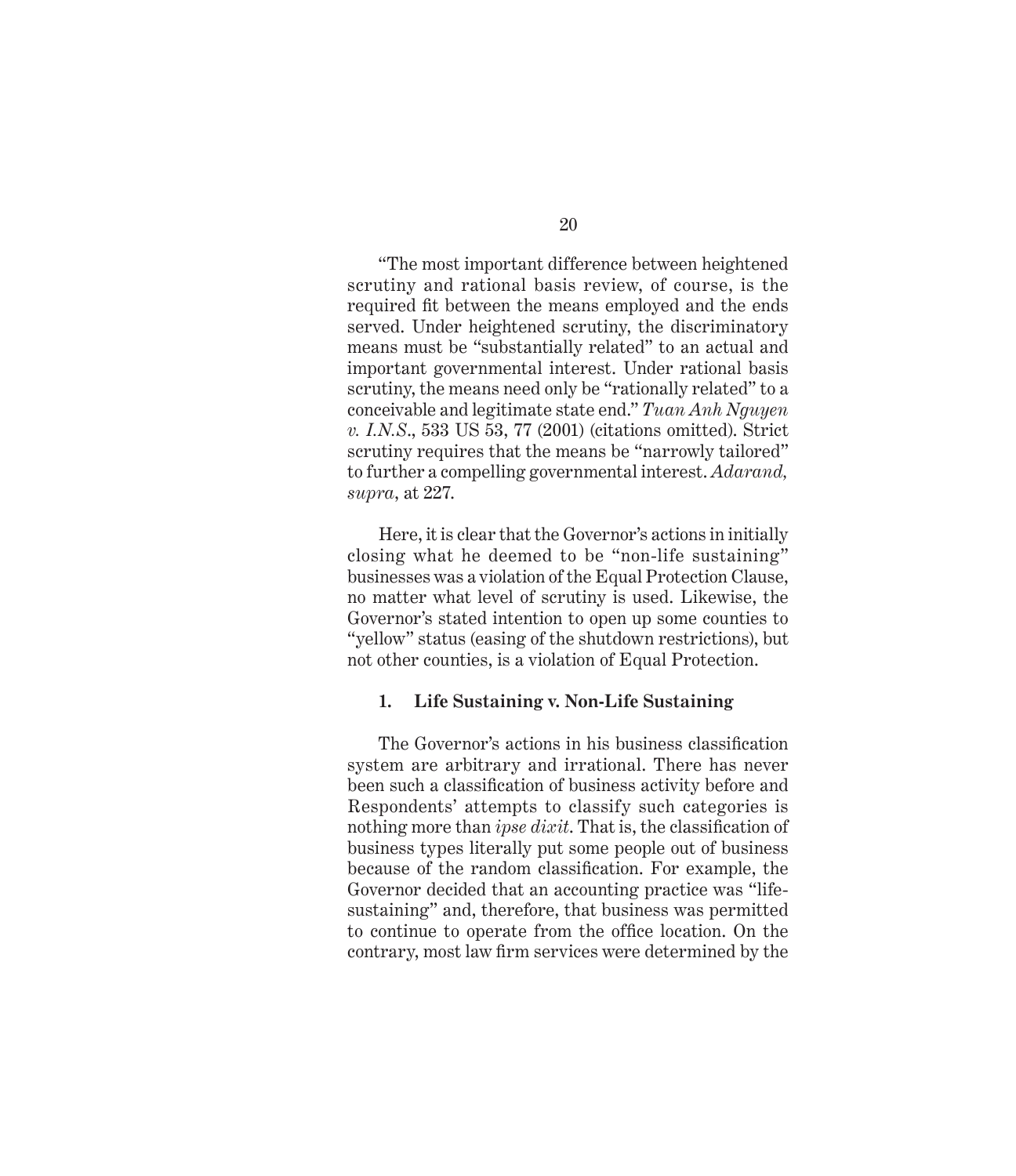"The most important difference between heightened scrutiny and rational basis review, of course, is the required fit between the means employed and the ends served. Under heightened scrutiny, the discriminatory means must be "substantially related" to an actual and important governmental interest. Under rational basis scrutiny, the means need only be "rationally related" to a conceivable and legitimate state end." *Tuan Anh Nguyen v. I.N.S.*, 533 US 53, 77 (2001) (citations omitted). Strict scrutiny requires that the means be "narrowly tailored" to further a compelling governmental interest. *Adarand, supra*, at 227.

Here, it is clear that the Governor's actions in initially closing what he deemed to be "non-life sustaining" businesses was a violation of the Equal Protection Clause, no matter what level of scrutiny is used. Likewise, the Governor's stated intention to open up some counties to "yellow" status (easing of the shutdown restrictions), but not other counties, is a violation of Equal Protection.

### 1. Life Sustaining v. Non-Life Sustaining

The Governor's actions in his business classification system are arbitrary and irrational. There has never been such a classification of business activity before and Respondents' attempts to classify such categories is nothing more than *ipse dixit*. That is, the classification of business types literally put some people out of business because of the random classification. For example, the Governor decided that an accounting practice was "life-sustaining" and, therefore, that business was permitted to continue to operate from the office location. On the contrary, most law firm services were determined by the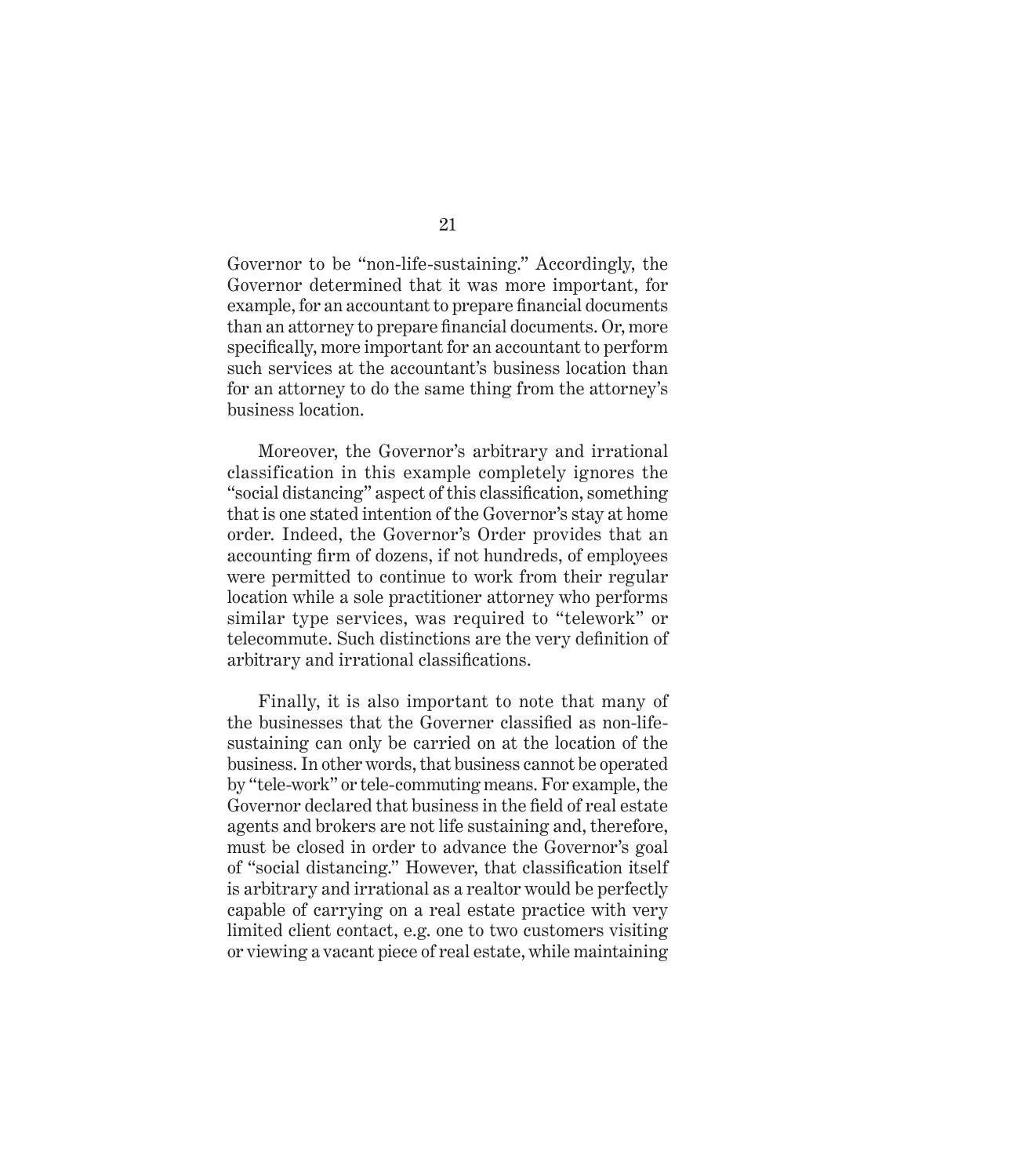Governor to be "non-life-sustaining." Accordingly, the Governor determined that it was more important, for example, for an accountant to prepare financial documents than an attorney to prepare financial documents. Or, more specifically, more important for an accountant to perform such services at the accountant's business location than for an attorney to do the same thing from the attorney's business location.

Moreover, the Governor's arbitrary and irrational classification in this example completely ignores the "social distancing" aspect of this classification, something that is one stated intention of the Governor's stay at home order. Indeed, the Governor's Order provides that an accounting firm of dozens, if not hundreds, of employees were permitted to continue to work from their regular location while a sole practitioner attorney who performs similar type services, was required to "telework" or telecommute. Such distinctions are the very definition of arbitrary and irrational classifications.

Finally, it is also important to note that many of the businesses that the Governer classified as non-life-sustaining can only be carried on at the location of the business. In other words, that business cannot be operated by "tele-work" or tele-commuting means. For example, the Governor declared that business in the field of real estate agents and brokers are not life sustaining and, therefore, must be closed in order to advance the Governor's goal of "social distancing." However, that classification itself is arbitrary and irrational as a realtor would be perfectly capable of carrying on a real estate practice with very limited client contact, e.g. one to two customers visiting or viewing a vacant piece of real estate, while maintaining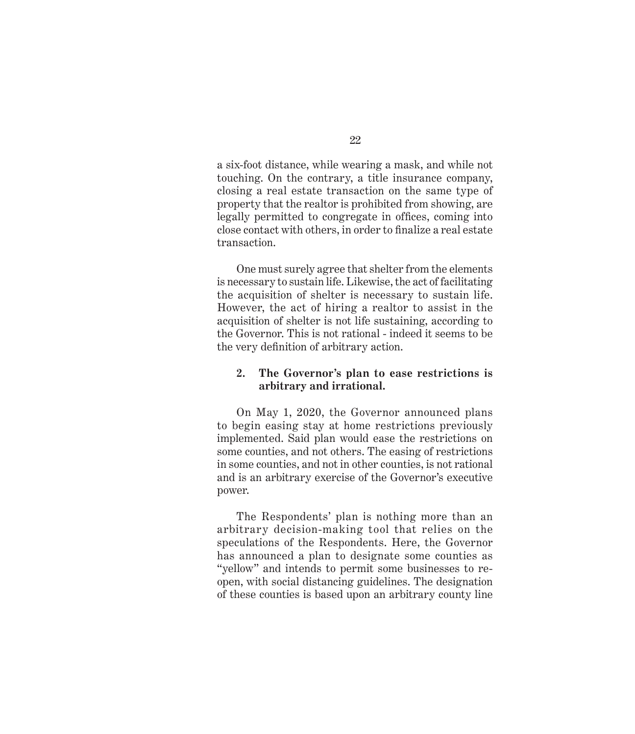a six-foot distance, while wearing a mask, and while not touching. On the contrary, a title insurance company, closing a real estate transaction on the same type of property that the realtor is prohibited from showing, are legally permitted to congregate in offices, coming into close contact with others, in order to finalize a real estate transaction.

One must surely agree that shelter from the elements is necessary to sustain life. Likewise, the act of facilitating the acquisition of shelter is necessary to sustain life. However, the act of hiring a realtor to assist in the acquisition of shelter is not life sustaining, according to the Governor. This is not rational - indeed it seems to be the very definition of arbitrary action.

**2. The Governor's plan to ease restrictions is arbitrary and irrational.**

On May 1, 2020, the Governor announced plans to begin easing stay at home restrictions previously implemented. Said plan would ease the restrictions on some counties, and not others. The easing of restrictions in some counties, and not in other counties, is not rational and is an arbitrary exercise of the Governor's executive power.

The Respondents' plan is nothing more than an arbitrary decision-making tool that relies on the speculations of the Respondents. Here, the Governor has announced a plan to designate some counties as "yellow" and intends to permit some businesses to re-open, with social distancing guidelines. The designation of these counties is based upon an arbitrary county line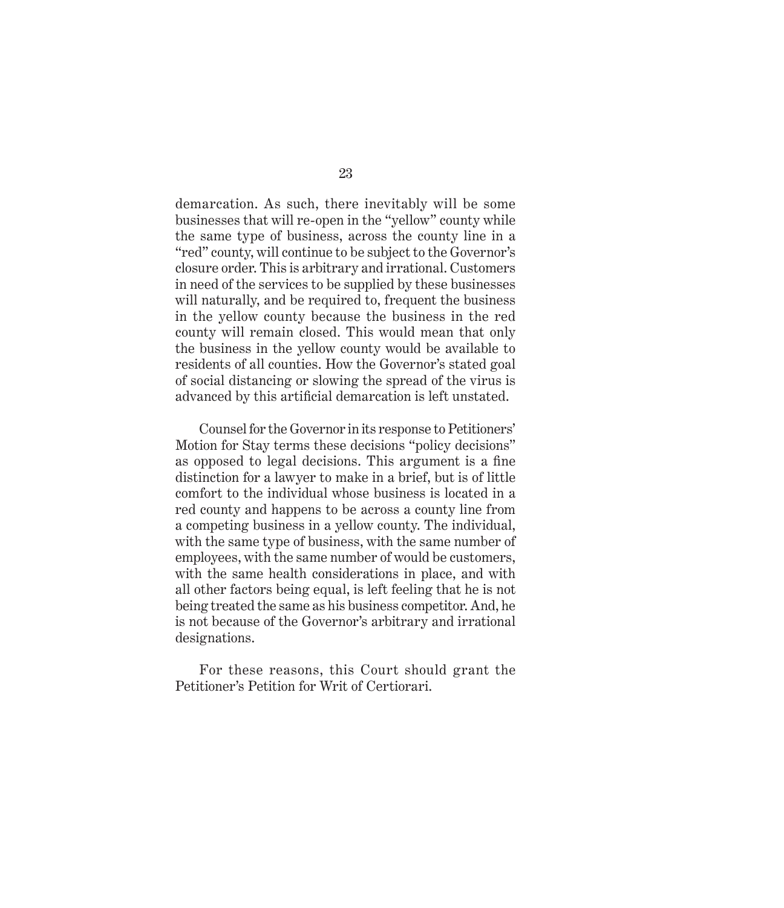demarcation. As such, there inevitably will be some businesses that will re-open in the "yellow" county while the same type of business, across the county line in a "red" county, will continue to be subject to the Governor's closure order. This is arbitrary and irrational. Customers in need of the services to be supplied by these businesses will naturally, and be required to, frequent the business in the yellow county because the business in the red county will remain closed. This would mean that only the business in the yellow county would be available to residents of all counties. How the Governor's stated goal of social distancing or slowing the spread of the virus is advanced by this artificial demarcation is left unstated.

Counsel for the Governor in its response to Petitioners' Motion for Stay terms these decisions "policy decisions" as opposed to legal decisions. This argument is a fine distinction for a lawyer to make in a brief, but is of little comfort to the individual whose business is located in a red county and happens to be across a county line from a competing business in a yellow county. The individual, with the same type of business, with the same number of employees, with the same number of would be customers, with the same health considerations in place, and with all other factors being equal, is left feeling that he is not being treated the same as his business competitor. And, he is not because of the Governor's arbitrary and irrational designations.

For these reasons, this Court should grant the Petitioner's Petition for Writ of Certiorari.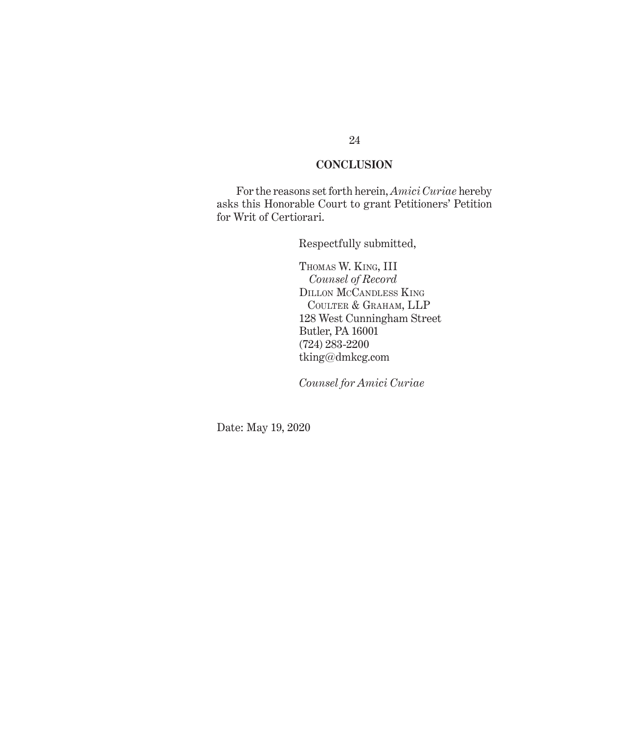## CONCLUSION

For the reasons set forth herein, *Amici Curiae* hereby asks this Honorable Court to grant Petitioners' Petition for Writ of Certiorari.

Respectfully submitted,

Thomas W. King, III
*Counsel of Record*
Dillon McCandless King
Coulter & Graham, LLP
128 West Cunningham Street
Butler, PA 16001
(724) 283-2200
tking@dmkcg.com

*Counsel for Amici Curiae*

Date: May 19, 2020